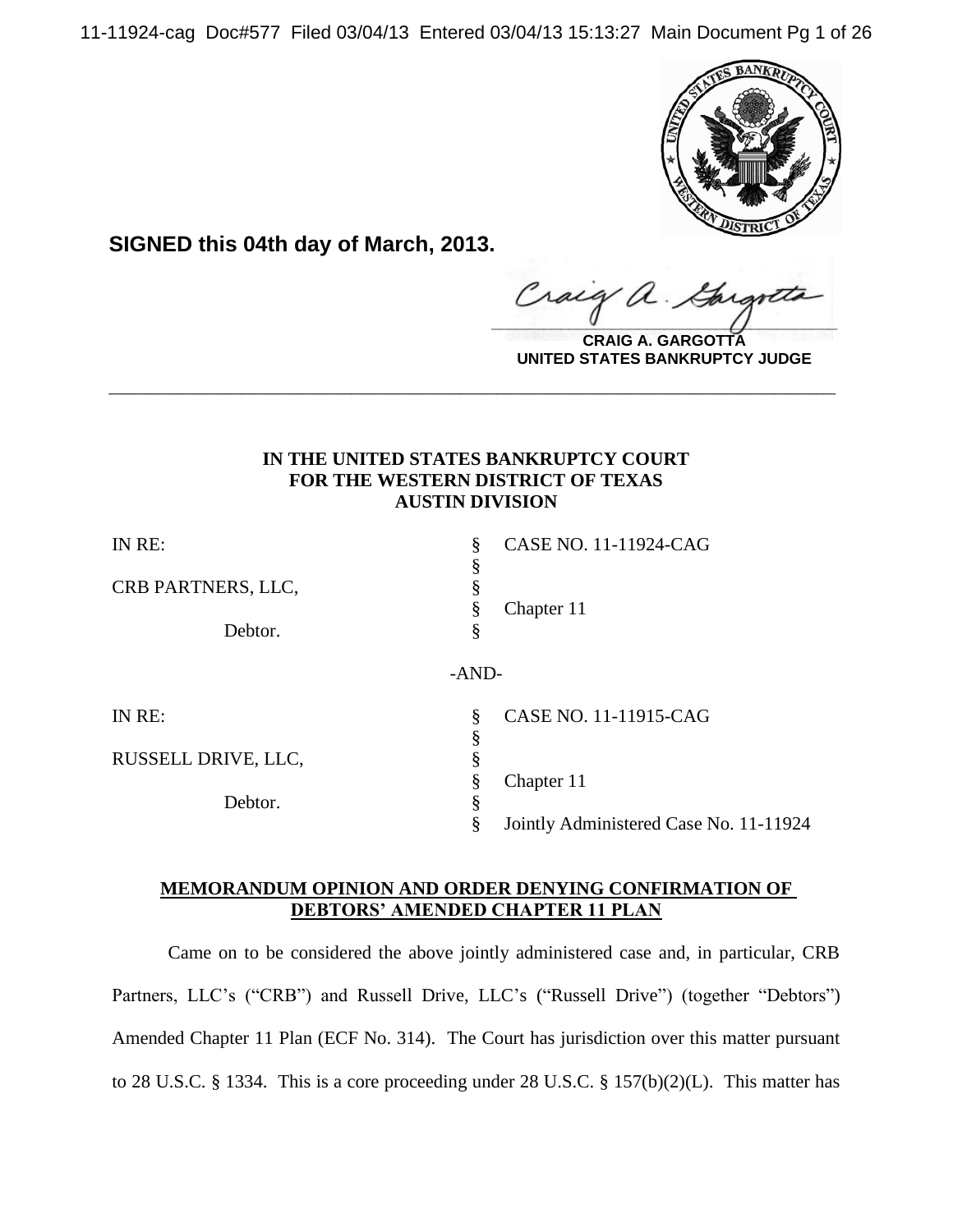**SIGNED this 04th day of March, 2013.**

**CRAIG A. GARGOTTA**
**UNITED STATES BANKRUPTCY JUDGE**

---

**IN THE UNITED STATES BANKRUPTCY COURT**
**FOR THE WESTERN DISTRICT OF TEXAS**
**AUSTIN DIVISION**

| | | |
|---|---|---|
| IN RE: | § | CASE NO. 11-11924-CAG |
| | § | |
| CRB PARTNERS, LLC, | § | |
| | § | Chapter 11 |
| Debtor. | § | |

-AND-

| | | |
|---|---|---|
| IN RE: | § | CASE NO. 11-11915-CAG |
| | § | |
| RUSSELL DRIVE, LLC, | § | |
| | § | Chapter 11 |
| Debtor. | § | |
| | § | Jointly Administered Case No. 11-11924 |

**MEMORANDUM OPINION AND ORDER DENYING CONFIRMATION OF DEBTORS' AMENDED CHAPTER 11 PLAN**

Came on to be considered the above jointly administered case and, in particular, CRB Partners, LLC's ("CRB") and Russell Drive, LLC's ("Russell Drive") (together "Debtors") Amended Chapter 11 Plan (ECF No. 314). The Court has jurisdiction over this matter pursuant to 28 U.S.C. § 1334. This is a core proceeding under 28 U.S.C. § 157(b)(2)(L). This matter has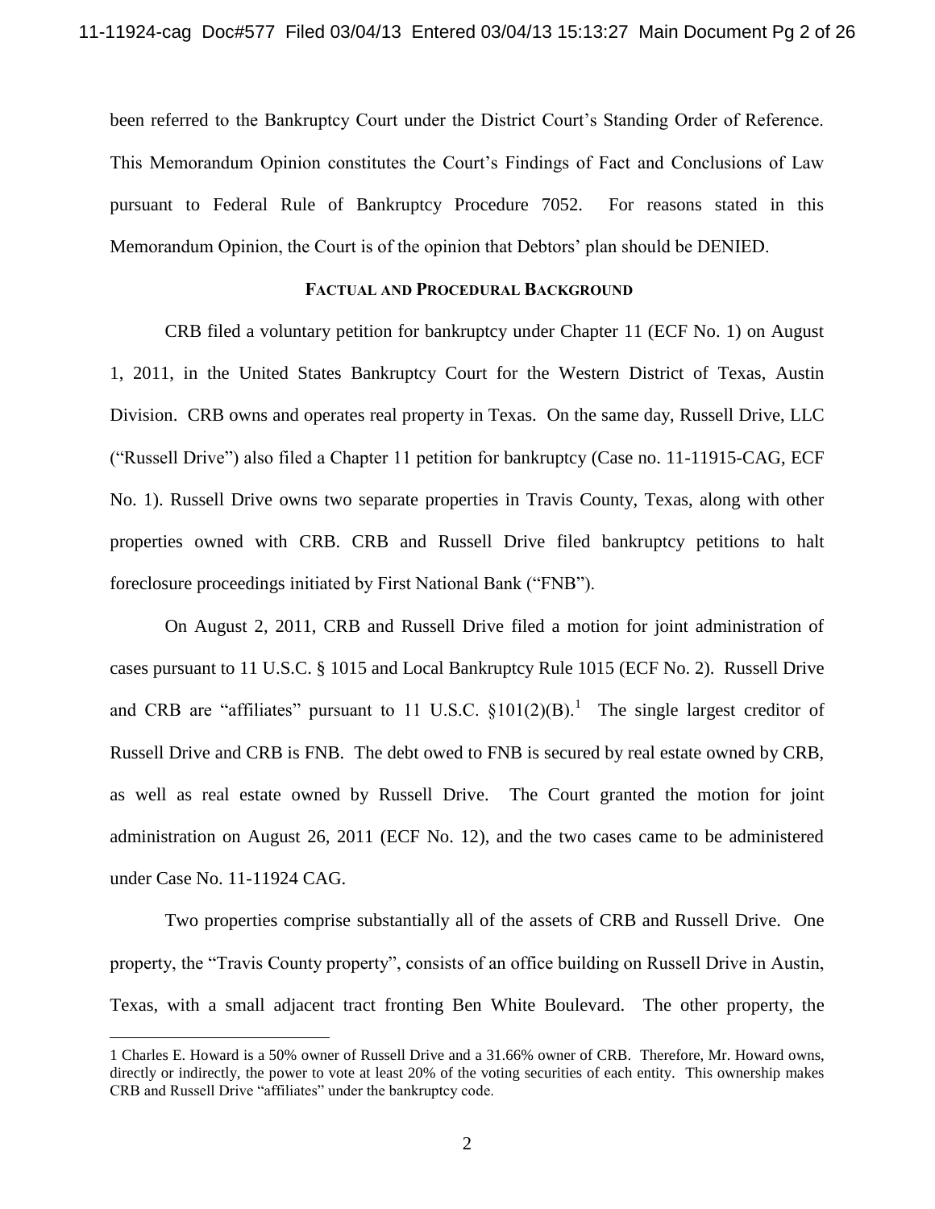been referred to the Bankruptcy Court under the District Court's Standing Order of Reference. This Memorandum Opinion constitutes the Court's Findings of Fact and Conclusions of Law pursuant to Federal Rule of Bankruptcy Procedure 7052. For reasons stated in this Memorandum Opinion, the Court is of the opinion that Debtors' plan should be DENIED.

## Factual and Procedural Background

CRB filed a voluntary petition for bankruptcy under Chapter 11 (ECF No. 1) on August 1, 2011, in the United States Bankruptcy Court for the Western District of Texas, Austin Division. CRB owns and operates real property in Texas. On the same day, Russell Drive, LLC ("Russell Drive") also filed a Chapter 11 petition for bankruptcy (Case no. 11-11915-CAG, ECF No. 1). Russell Drive owns two separate properties in Travis County, Texas, along with other properties owned with CRB. CRB and Russell Drive filed bankruptcy petitions to halt foreclosure proceedings initiated by First National Bank ("FNB").

On August 2, 2011, CRB and Russell Drive filed a motion for joint administration of cases pursuant to 11 U.S.C. § 1015 and Local Bankruptcy Rule 1015 (ECF No. 2). Russell Drive and CRB are "affiliates" pursuant to 11 U.S.C. §101(2)(B).[1] The single largest creditor of Russell Drive and CRB is FNB. The debt owed to FNB is secured by real estate owned by CRB, as well as real estate owned by Russell Drive. The Court granted the motion for joint administration on August 26, 2011 (ECF No. 12), and the two cases came to be administered under Case No. 11-11924 CAG.

Two properties comprise substantially all of the assets of CRB and Russell Drive. One property, the "Travis County property", consists of an office building on Russell Drive in Austin, Texas, with a small adjacent tract fronting Ben White Boulevard. The other property, the

---

[1] Charles E. Howard is a 50% owner of Russell Drive and a 31.66% owner of CRB. Therefore, Mr. Howard owns, directly or indirectly, the power to vote at least 20% of the voting securities of each entity. This ownership makes CRB and Russell Drive "affiliates" under the bankruptcy code.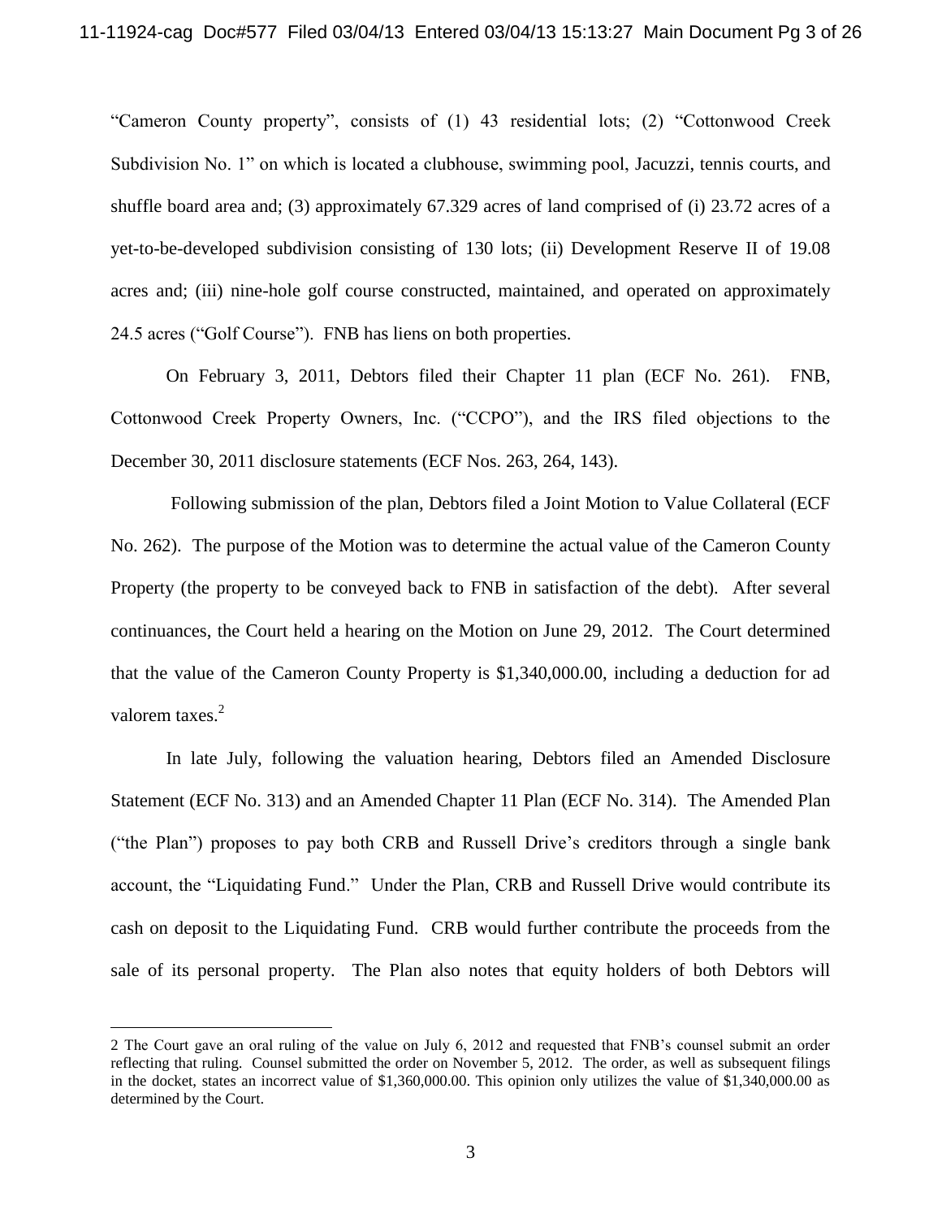"Cameron County property", consists of (1) 43 residential lots; (2) "Cottonwood Creek Subdivision No. 1" on which is located a clubhouse, swimming pool, Jacuzzi, tennis courts, and shuffle board area and; (3) approximately 67.329 acres of land comprised of (i) 23.72 acres of a yet-to-be-developed subdivision consisting of 130 lots; (ii) Development Reserve II of 19.08 acres and; (iii) nine-hole golf course constructed, maintained, and operated on approximately 24.5 acres ("Golf Course"). FNB has liens on both properties.

On February 3, 2011, Debtors filed their Chapter 11 plan (ECF No. 261). FNB, Cottonwood Creek Property Owners, Inc. ("CCPO"), and the IRS filed objections to the December 30, 2011 disclosure statements (ECF Nos. 263, 264, 143).

Following submission of the plan, Debtors filed a Joint Motion to Value Collateral (ECF No. 262). The purpose of the Motion was to determine the actual value of the Cameron County Property (the property to be conveyed back to FNB in satisfaction of the debt). After several continuances, the Court held a hearing on the Motion on June 29, 2012. The Court determined that the value of the Cameron County Property is $1,340,000.00, including a deduction for ad valorem taxes.[2]

In late July, following the valuation hearing, Debtors filed an Amended Disclosure Statement (ECF No. 313) and an Amended Chapter 11 Plan (ECF No. 314). The Amended Plan ("the Plan") proposes to pay both CRB and Russell Drive's creditors through a single bank account, the "Liquidating Fund." Under the Plan, CRB and Russell Drive would contribute its cash on deposit to the Liquidating Fund. CRB would further contribute the proceeds from the sale of its personal property. The Plan also notes that equity holders of both Debtors will

---

2 The Court gave an oral ruling of the value on July 6, 2012 and requested that FNB's counsel submit an order reflecting that ruling. Counsel submitted the order on November 5, 2012. The order, as well as subsequent filings in the docket, states an incorrect value of $1,360,000.00. This opinion only utilizes the value of $1,340,000.00 as determined by the Court.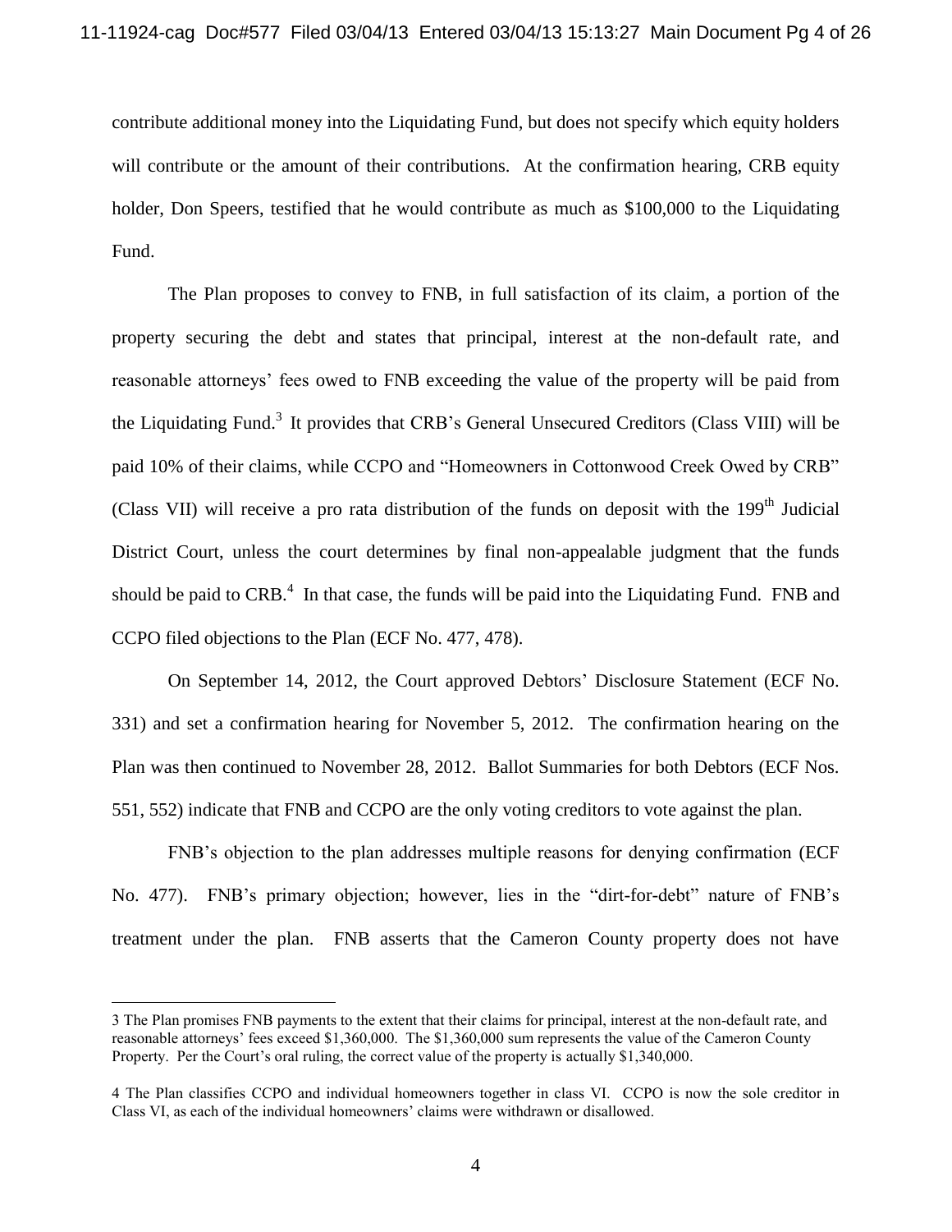contribute additional money into the Liquidating Fund, but does not specify which equity holders will contribute or the amount of their contributions. At the confirmation hearing, CRB equity holder, Don Speers, testified that he would contribute as much as $100,000 to the Liquidating Fund.

The Plan proposes to convey to FNB, in full satisfaction of its claim, a portion of the property securing the debt and states that principal, interest at the non-default rate, and reasonable attorneys' fees owed to FNB exceeding the value of the property will be paid from the Liquidating Fund.[3] It provides that CRB's General Unsecured Creditors (Class VIII) will be paid 10% of their claims, while CCPO and "Homeowners in Cottonwood Creek Owed by CRB" (Class VII) will receive a pro rata distribution of the funds on deposit with the 199th Judicial District Court, unless the court determines by final non-appealable judgment that the funds should be paid to CRB.[4] In that case, the funds will be paid into the Liquidating Fund. FNB and CCPO filed objections to the Plan (ECF No. 477, 478).

On September 14, 2012, the Court approved Debtors' Disclosure Statement (ECF No. 331) and set a confirmation hearing for November 5, 2012. The confirmation hearing on the Plan was then continued to November 28, 2012. Ballot Summaries for both Debtors (ECF Nos. 551, 552) indicate that FNB and CCPO are the only voting creditors to vote against the plan.

FNB's objection to the plan addresses multiple reasons for denying confirmation (ECF No. 477). FNB's primary objection; however, lies in the "dirt-for-debt" nature of FNB's treatment under the plan. FNB asserts that the Cameron County property does not have

---

3 The Plan promises FNB payments to the extent that their claims for principal, interest at the non-default rate, and reasonable attorneys' fees exceed $1,360,000. The $1,360,000 sum represents the value of the Cameron County Property. Per the Court's oral ruling, the correct value of the property is actually $1,340,000.

4 The Plan classifies CCPO and individual homeowners together in class VI. CCPO is now the sole creditor in Class VI, as each of the individual homeowners' claims were withdrawn or disallowed.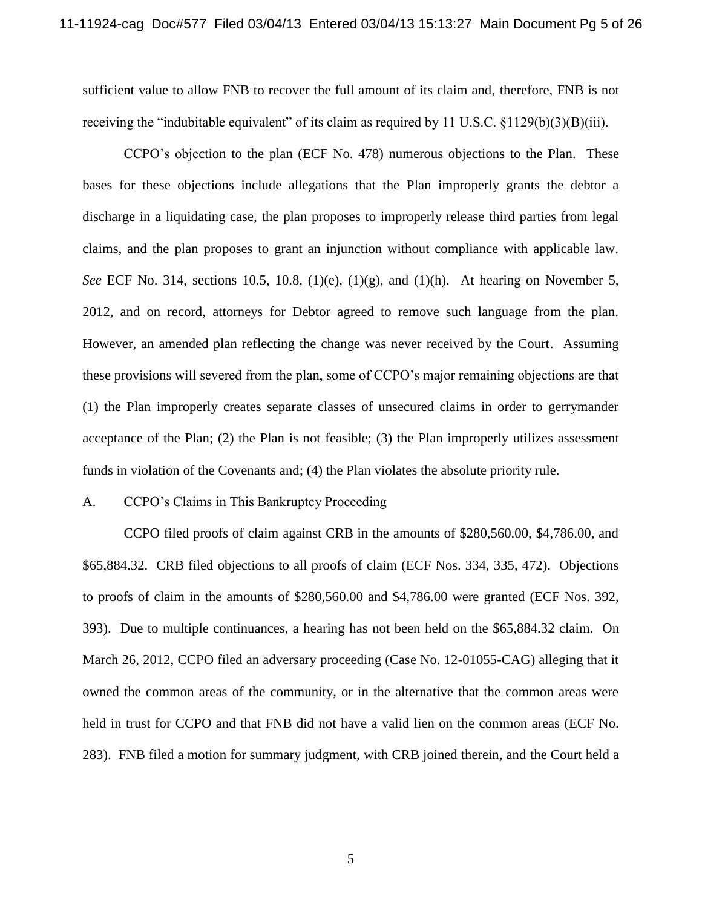sufficient value to allow FNB to recover the full amount of its claim and, therefore, FNB is not receiving the "indubitable equivalent" of its claim as required by 11 U.S.C. §1129(b)(3)(B)(iii).

CCPO's objection to the plan (ECF No. 478) numerous objections to the Plan. These bases for these objections include allegations that the Plan improperly grants the debtor a discharge in a liquidating case, the plan proposes to improperly release third parties from legal claims, and the plan proposes to grant an injunction without compliance with applicable law. *See* ECF No. 314, sections 10.5, 10.8, (1)(e), (1)(g), and (1)(h). At hearing on November 5, 2012, and on record, attorneys for Debtor agreed to remove such language from the plan. However, an amended plan reflecting the change was never received by the Court. Assuming these provisions will severed from the plan, some of CCPO's major remaining objections are that (1) the Plan improperly creates separate classes of unsecured claims in order to gerrymander acceptance of the Plan; (2) the Plan is not feasible; (3) the Plan improperly utilizes assessment funds in violation of the Covenants and; (4) the Plan violates the absolute priority rule.

A. <u>CCPO's Claims in This Bankruptcy Proceeding</u>

CCPO filed proofs of claim against CRB in the amounts of $280,560.00, $4,786.00, and $65,884.32. CRB filed objections to all proofs of claim (ECF Nos. 334, 335, 472). Objections to proofs of claim in the amounts of $280,560.00 and $4,786.00 were granted (ECF Nos. 392, 393). Due to multiple continuances, a hearing has not been held on the $65,884.32 claim. On March 26, 2012, CCPO filed an adversary proceeding (Case No. 12-01055-CAG) alleging that it owned the common areas of the community, or in the alternative that the common areas were held in trust for CCPO and that FNB did not have a valid lien on the common areas (ECF No. 283). FNB filed a motion for summary judgment, with CRB joined therein, and the Court held a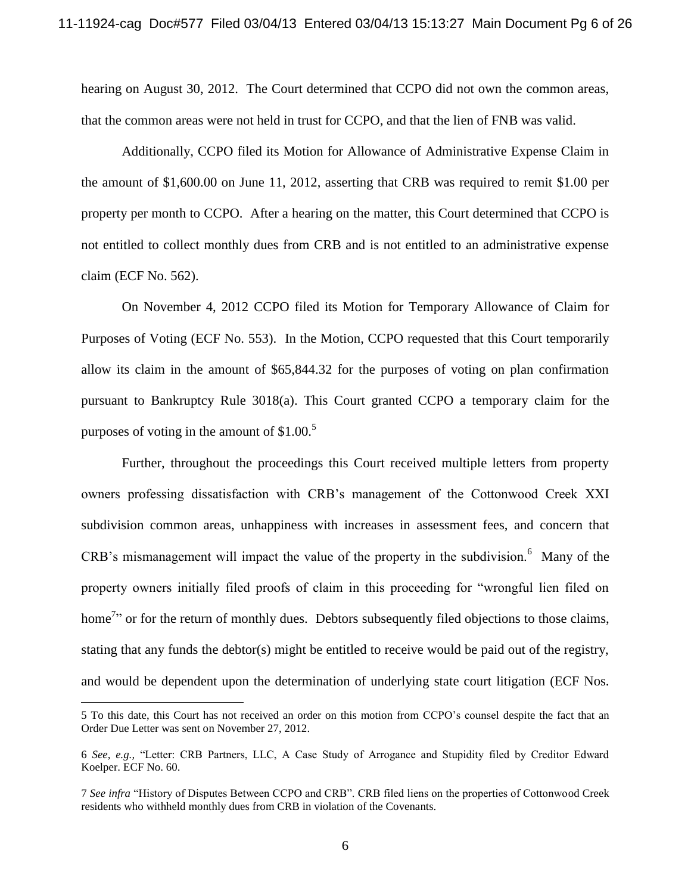hearing on August 30, 2012. The Court determined that CCPO did not own the common areas, that the common areas were not held in trust for CCPO, and that the lien of FNB was valid.

Additionally, CCPO filed its Motion for Allowance of Administrative Expense Claim in the amount of $1,600.00 on June 11, 2012, asserting that CRB was required to remit $1.00 per property per month to CCPO. After a hearing on the matter, this Court determined that CCPO is not entitled to collect monthly dues from CRB and is not entitled to an administrative expense claim (ECF No. 562).

On November 4, 2012 CCPO filed its Motion for Temporary Allowance of Claim for Purposes of Voting (ECF No. 553). In the Motion, CCPO requested that this Court temporarily allow its claim in the amount of $65,844.32 for the purposes of voting on plan confirmation pursuant to Bankruptcy Rule 3018(a). This Court granted CCPO a temporary claim for the purposes of voting in the amount of $1.00.[5]

Further, throughout the proceedings this Court received multiple letters from property owners professing dissatisfaction with CRB's management of the Cottonwood Creek XXI subdivision common areas, unhappiness with increases in assessment fees, and concern that CRB's mismanagement will impact the value of the property in the subdivision.[6] Many of the property owners initially filed proofs of claim in this proceeding for "wrongful lien filed on home[7]" or for the return of monthly dues. Debtors subsequently filed objections to those claims, stating that any funds the debtor(s) might be entitled to receive would be paid out of the registry, and would be dependent upon the determination of underlying state court litigation (ECF Nos.

---

5 To this date, this Court has not received an order on this motion from CCPO's counsel despite the fact that an Order Due Letter was sent on November 27, 2012.

6 *See, e.g.*, "Letter: CRB Partners, LLC, A Case Study of Arrogance and Stupidity filed by Creditor Edward Koelper. ECF No. 60.

7 *See infra* "History of Disputes Between CCPO and CRB". CRB filed liens on the properties of Cottonwood Creek residents who withheld monthly dues from CRB in violation of the Covenants.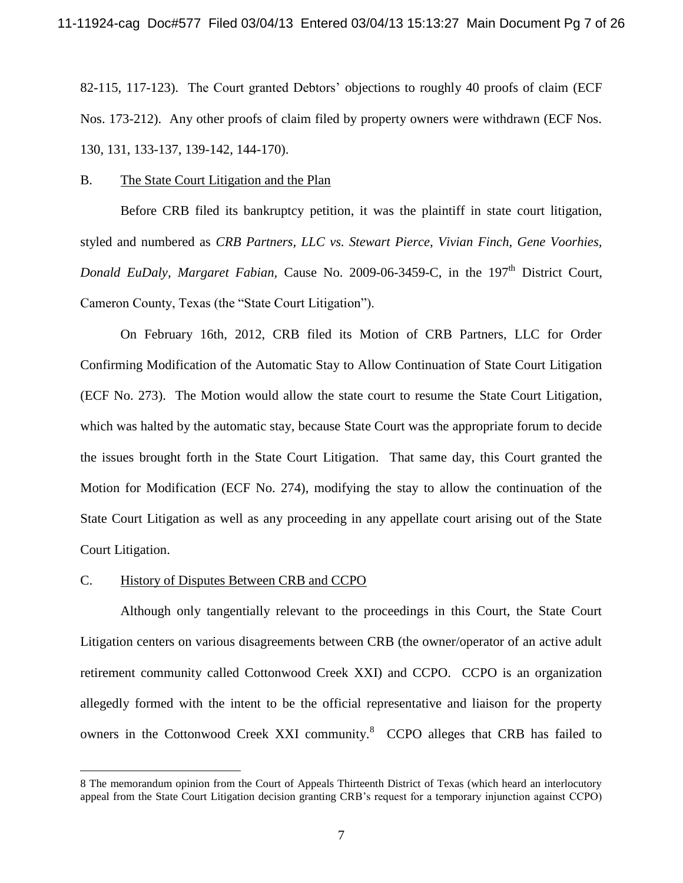82-115, 117-123). The Court granted Debtors' objections to roughly 40 proofs of claim (ECF Nos. 173-212). Any other proofs of claim filed by property owners were withdrawn (ECF Nos. 130, 131, 133-137, 139-142, 144-170).

B. The State Court Litigation and the Plan

Before CRB filed its bankruptcy petition, it was the plaintiff in state court litigation, styled and numbered as *CRB Partners, LLC vs. Stewart Pierce, Vivian Finch, Gene Voorhies, Donald EuDaly, Margaret Fabian,* Cause No. 2009-06-3459-C, in the 197th District Court, Cameron County, Texas (the "State Court Litigation").

On February 16th, 2012, CRB filed its Motion of CRB Partners, LLC for Order Confirming Modification of the Automatic Stay to Allow Continuation of State Court Litigation (ECF No. 273). The Motion would allow the state court to resume the State Court Litigation, which was halted by the automatic stay, because State Court was the appropriate forum to decide the issues brought forth in the State Court Litigation. That same day, this Court granted the Motion for Modification (ECF No. 274), modifying the stay to allow the continuation of the State Court Litigation as well as any proceeding in any appellate court arising out of the State Court Litigation.

C. History of Disputes Between CRB and CCPO

Although only tangentially relevant to the proceedings in this Court, the State Court Litigation centers on various disagreements between CRB (the owner/operator of an active adult retirement community called Cottonwood Creek XXI) and CCPO. CCPO is an organization allegedly formed with the intent to be the official representative and liaison for the property owners in the Cottonwood Creek XXI community.[8] CCPO alleges that CRB has failed to

8 The memorandum opinion from the Court of Appeals Thirteenth District of Texas (which heard an interlocutory appeal from the State Court Litigation decision granting CRB's request for a temporary injunction against CCPO)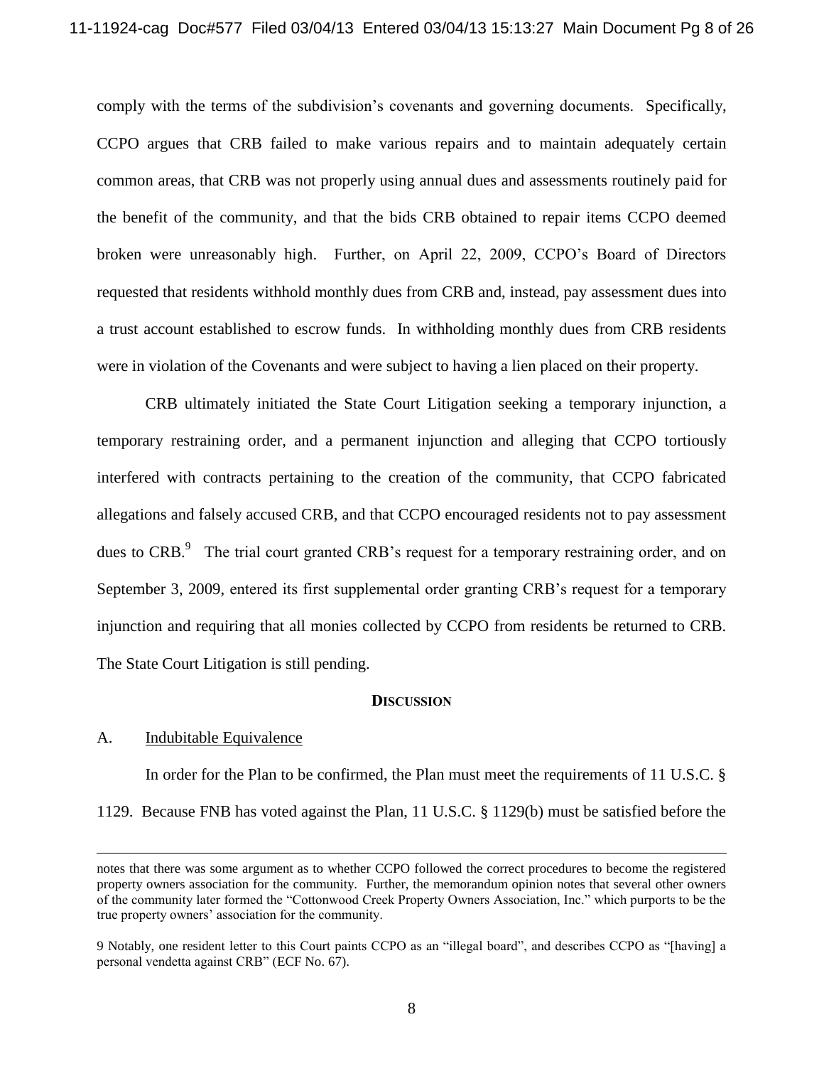comply with the terms of the subdivision's covenants and governing documents. Specifically, CCPO argues that CRB failed to make various repairs and to maintain adequately certain common areas, that CRB was not properly using annual dues and assessments routinely paid for the benefit of the community, and that the bids CRB obtained to repair items CCPO deemed broken were unreasonably high. Further, on April 22, 2009, CCPO's Board of Directors requested that residents withhold monthly dues from CRB and, instead, pay assessment dues into a trust account established to escrow funds. In withholding monthly dues from CRB residents were in violation of the Covenants and were subject to having a lien placed on their property.

CRB ultimately initiated the State Court Litigation seeking a temporary injunction, a temporary restraining order, and a permanent injunction and alleging that CCPO tortiously interfered with contracts pertaining to the creation of the community, that CCPO fabricated allegations and falsely accused CRB, and that CCPO encouraged residents not to pay assessment dues to CRB.[9] The trial court granted CRB's request for a temporary restraining order, and on September 3, 2009, entered its first supplemental order granting CRB's request for a temporary injunction and requiring that all monies collected by CCPO from residents be returned to CRB. The State Court Litigation is still pending.

## DISCUSSION

### A. Indubitable Equivalence

In order for the Plan to be confirmed, the Plan must meet the requirements of 11 U.S.C. § 1129. Because FNB has voted against the Plan, 11 U.S.C. § 1129(b) must be satisfied before the

---

notes that there was some argument as to whether CCPO followed the correct procedures to become the registered property owners association for the community. Further, the memorandum opinion notes that several other owners of the community later formed the "Cottonwood Creek Property Owners Association, Inc." which purports to be the true property owners' association for the community.

9 Notably, one resident letter to this Court paints CCPO as an "illegal board", and describes CCPO as "[having] a personal vendetta against CRB" (ECF No. 67).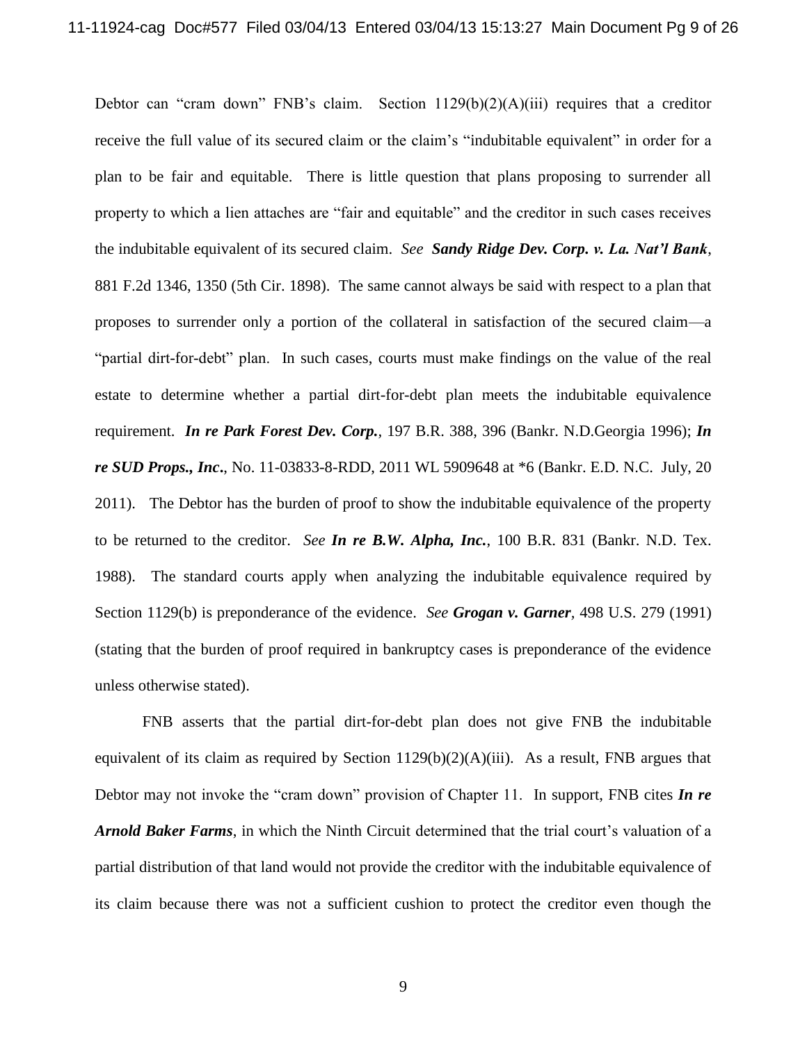Debtor can "cram down" FNB's claim. Section 1129(b)(2)(A)(iii) requires that a creditor receive the full value of its secured claim or the claim's "indubitable equivalent" in order for a plan to be fair and equitable. There is little question that plans proposing to surrender all property to which a lien attaches are "fair and equitable" and the creditor in such cases receives the indubitable equivalent of its secured claim. *See* ***Sandy Ridge Dev. Corp. v. La. Nat'l Bank***, 881 F.2d 1346, 1350 (5th Cir. 1898). The same cannot always be said with respect to a plan that proposes to surrender only a portion of the collateral in satisfaction of the secured claim—a "partial dirt-for-debt" plan. In such cases, courts must make findings on the value of the real estate to determine whether a partial dirt-for-debt plan meets the indubitable equivalence requirement. ***In re Park Forest Dev. Corp.***, 197 B.R. 388, 396 (Bankr. N.D.Georgia 1996); ***In re SUD Props., Inc***., No. 11-03833-8-RDD, 2011 WL 5909648 at *6 (Bankr. E.D. N.C. July, 20 2011). The Debtor has the burden of proof to show the indubitable equivalence of the property to be returned to the creditor. *See* ***In re B.W. Alpha, Inc.***, 100 B.R. 831 (Bankr. N.D. Tex. 1988). The standard courts apply when analyzing the indubitable equivalence required by Section 1129(b) is preponderance of the evidence. *See* ***Grogan v. Garner***, 498 U.S. 279 (1991) (stating that the burden of proof required in bankruptcy cases is preponderance of the evidence unless otherwise stated).

FNB asserts that the partial dirt-for-debt plan does not give FNB the indubitable equivalent of its claim as required by Section 1129(b)(2)(A)(iii). As a result, FNB argues that Debtor may not invoke the "cram down" provision of Chapter 11. In support, FNB cites ***In re Arnold Baker Farms***, in which the Ninth Circuit determined that the trial court's valuation of a partial distribution of that land would not provide the creditor with the indubitable equivalence of its claim because there was not a sufficient cushion to protect the creditor even though the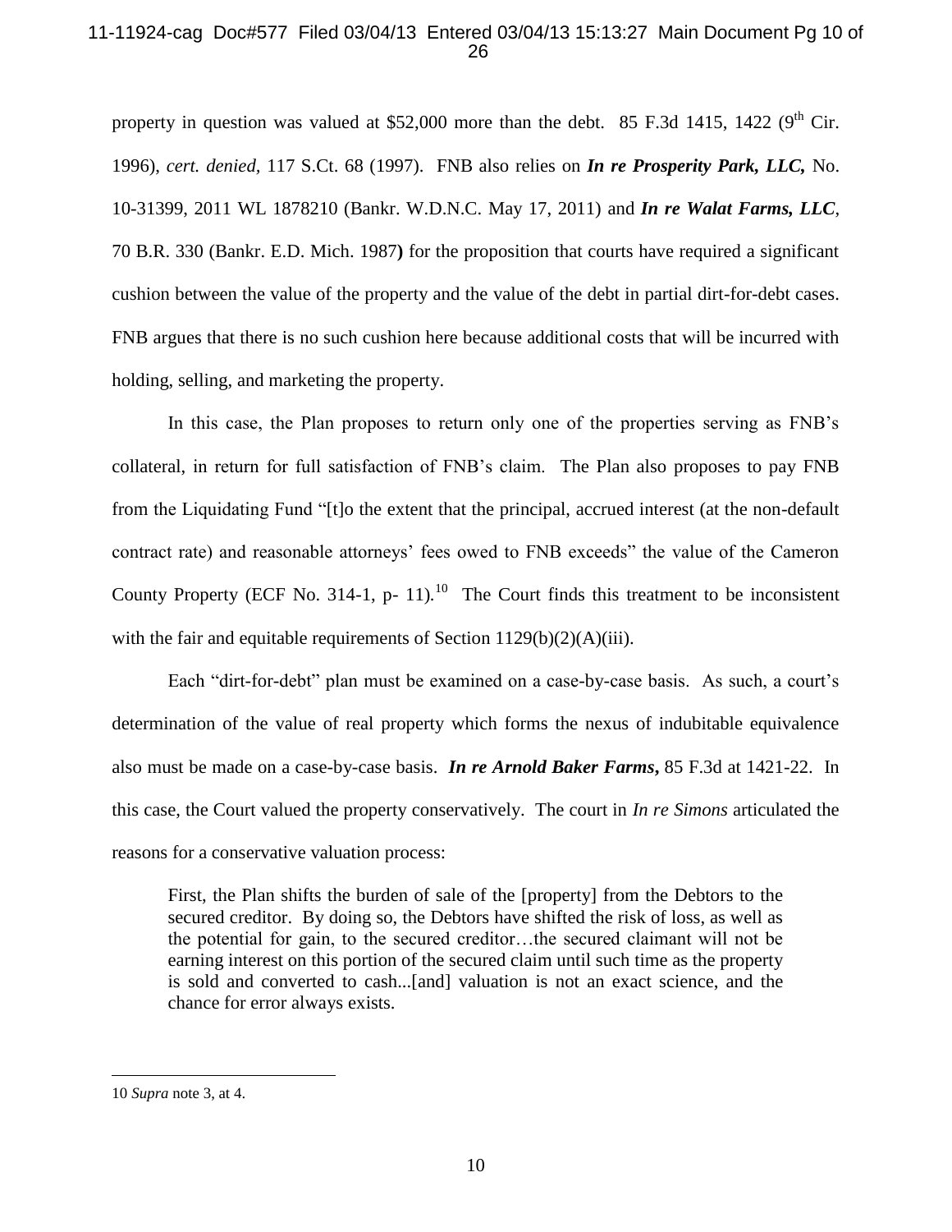property in question was valued at $52,000 more than the debt. 85 F.3d 1415, 1422 (9th Cir. 1996), *cert. denied,* 117 S.Ct. 68 (1997). FNB also relies on ***In re Prosperity Park, LLC,*** No. 10-31399, 2011 WL 1878210 (Bankr. W.D.N.C. May 17, 2011) and ***In re Walat Farms, LLC***, 70 B.R. 330 (Bankr. E.D. Mich. 1987**)** for the proposition that courts have required a significant cushion between the value of the property and the value of the debt in partial dirt-for-debt cases. FNB argues that there is no such cushion here because additional costs that will be incurred with holding, selling, and marketing the property.

In this case, the Plan proposes to return only one of the properties serving as FNB's collateral, in return for full satisfaction of FNB's claim. The Plan also proposes to pay FNB from the Liquidating Fund "[t]o the extent that the principal, accrued interest (at the non-default contract rate) and reasonable attorneys' fees owed to FNB exceeds" the value of the Cameron County Property (ECF No. 314-1, p- 11).[10] The Court finds this treatment to be inconsistent with the fair and equitable requirements of Section 1129(b)(2)(A)(iii).

Each "dirt-for-debt" plan must be examined on a case-by-case basis. As such, a court's determination of the value of real property which forms the nexus of indubitable equivalence also must be made on a case-by-case basis. ***In re Arnold Baker Farms***, 85 F.3d at 1421-22. In this case, the Court valued the property conservatively. The court in *In re Simons* articulated the reasons for a conservative valuation process:

> First, the Plan shifts the burden of sale of the [property] from the Debtors to the secured creditor. By doing so, the Debtors have shifted the risk of loss, as well as the potential for gain, to the secured creditor…the secured claimant will not be earning interest on this portion of the secured claim until such time as the property is sold and converted to cash...[and] valuation is not an exact science, and the chance for error always exists.

---

10 *Supra* note 3, at 4.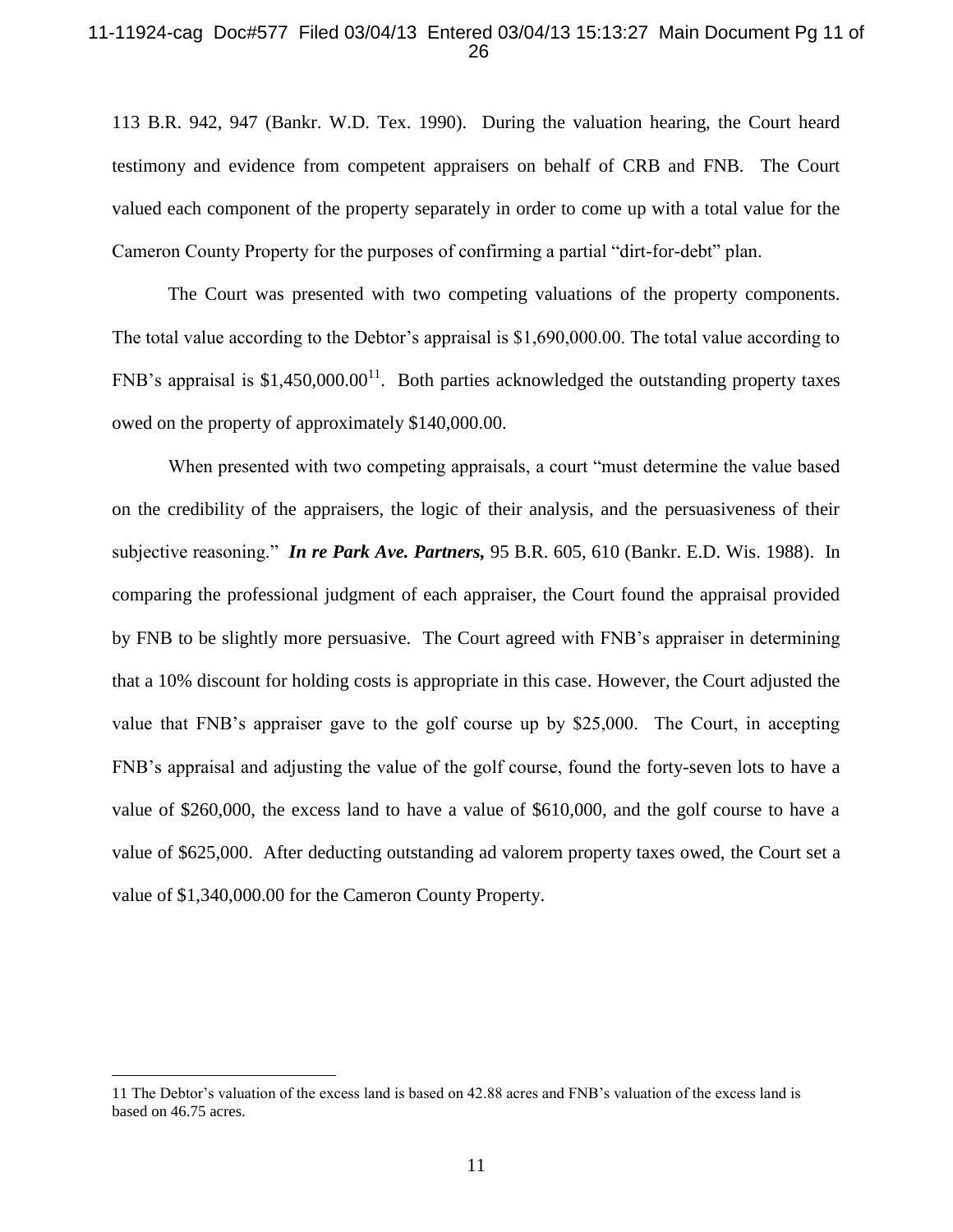113 B.R. 942, 947 (Bankr. W.D. Tex. 1990). During the valuation hearing, the Court heard testimony and evidence from competent appraisers on behalf of CRB and FNB. The Court valued each component of the property separately in order to come up with a total value for the Cameron County Property for the purposes of confirming a partial "dirt-for-debt" plan.

The Court was presented with two competing valuations of the property components. The total value according to the Debtor's appraisal is $1,690,000.00. The total value according to FNB's appraisal is $1,450,000.00[11]. Both parties acknowledged the outstanding property taxes owed on the property of approximately $140,000.00.

When presented with two competing appraisals, a court "must determine the value based on the credibility of the appraisers, the logic of their analysis, and the persuasiveness of their subjective reasoning." ***In re Park Ave. Partners,*** 95 B.R. 605, 610 (Bankr. E.D. Wis. 1988). In comparing the professional judgment of each appraiser, the Court found the appraisal provided by FNB to be slightly more persuasive. The Court agreed with FNB's appraiser in determining that a 10% discount for holding costs is appropriate in this case. However, the Court adjusted the value that FNB's appraiser gave to the golf course up by $25,000. The Court, in accepting FNB's appraisal and adjusting the value of the golf course, found the forty-seven lots to have a value of $260,000, the excess land to have a value of $610,000, and the golf course to have a value of $625,000. After deducting outstanding ad valorem property taxes owed, the Court set a value of $1,340,000.00 for the Cameron County Property.

---

11 The Debtor's valuation of the excess land is based on 42.88 acres and FNB's valuation of the excess land is based on 46.75 acres.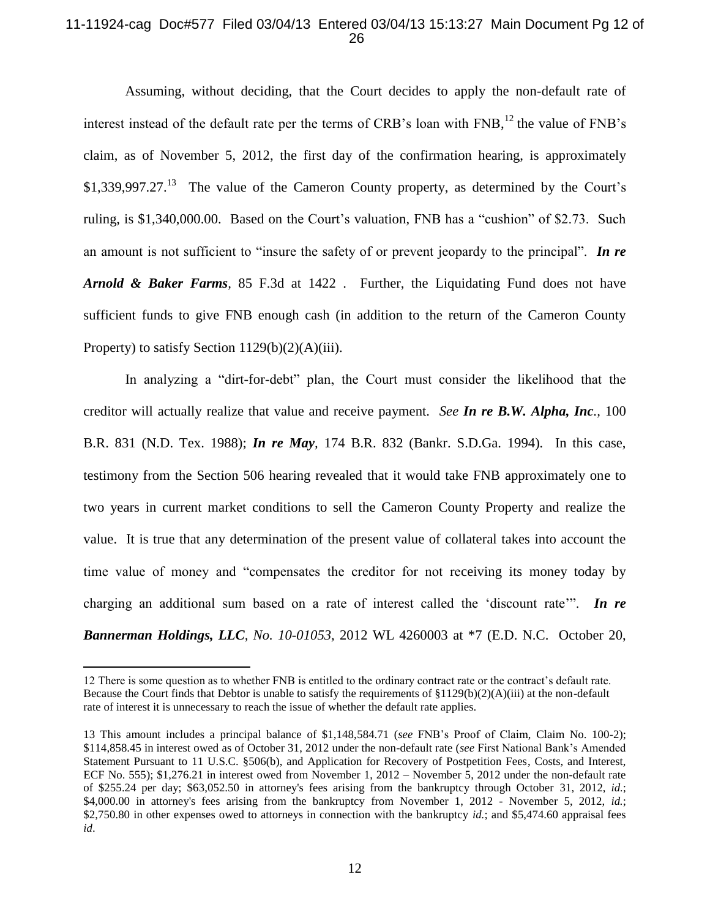Assuming, without deciding, that the Court decides to apply the non-default rate of interest instead of the default rate per the terms of CRB's loan with FNB,[12] the value of FNB's claim, as of November 5, 2012, the first day of the confirmation hearing, is approximately $1,339,997.27.[13] The value of the Cameron County property, as determined by the Court's ruling, is $1,340,000.00. Based on the Court's valuation, FNB has a "cushion" of $2.73. Such an amount is not sufficient to "insure the safety of or prevent jeopardy to the principal". ***In re Arnold & Baker Farms***, 85 F.3d at 1422 . Further, the Liquidating Fund does not have sufficient funds to give FNB enough cash (in addition to the return of the Cameron County Property) to satisfy Section 1129(b)(2)(A)(iii).

In analyzing a "dirt-for-debt" plan, the Court must consider the likelihood that the creditor will actually realize that value and receive payment. *See* ***In re B.W. Alpha, Inc.***, 100 B.R. 831 (N.D. Tex. 1988); ***In re May***, 174 B.R. 832 (Bankr. S.D.Ga. 1994). In this case, testimony from the Section 506 hearing revealed that it would take FNB approximately one to two years in current market conditions to sell the Cameron County Property and realize the value. It is true that any determination of the present value of collateral takes into account the time value of money and "compensates the creditor for not receiving its money today by charging an additional sum based on a rate of interest called the 'discount rate'". ***In re Bannerman Holdings, LLC***, *No. 10-01053*, 2012 WL 4260003 at *7 (E.D. N.C. October 20,

---

12 There is some question as to whether FNB is entitled to the ordinary contract rate or the contract's default rate. Because the Court finds that Debtor is unable to satisfy the requirements of §1129(b)(2)(A)(iii) at the non-default rate of interest it is unnecessary to reach the issue of whether the default rate applies.

13 This amount includes a principal balance of $1,148,584.71 (*see* FNB's Proof of Claim, Claim No. 100-2); $114,858.45 in interest owed as of October 31, 2012 under the non-default rate (*see* First National Bank's Amended Statement Pursuant to 11 U.S.C. §506(b), and Application for Recovery of Postpetition Fees, Costs, and Interest, ECF No. 555); $1,276.21 in interest owed from November 1, 2012 – November 5, 2012 under the non-default rate of $255.24 per day; $63,052.50 in attorney's fees arising from the bankruptcy through October 31, 2012, *id.*; $4,000.00 in attorney's fees arising from the bankruptcy from November 1, 2012 - November 5, 2012, *id.*; $2,750.80 in other expenses owed to attorneys in connection with the bankruptcy *id.*; and $5,474.60 appraisal fees *id*.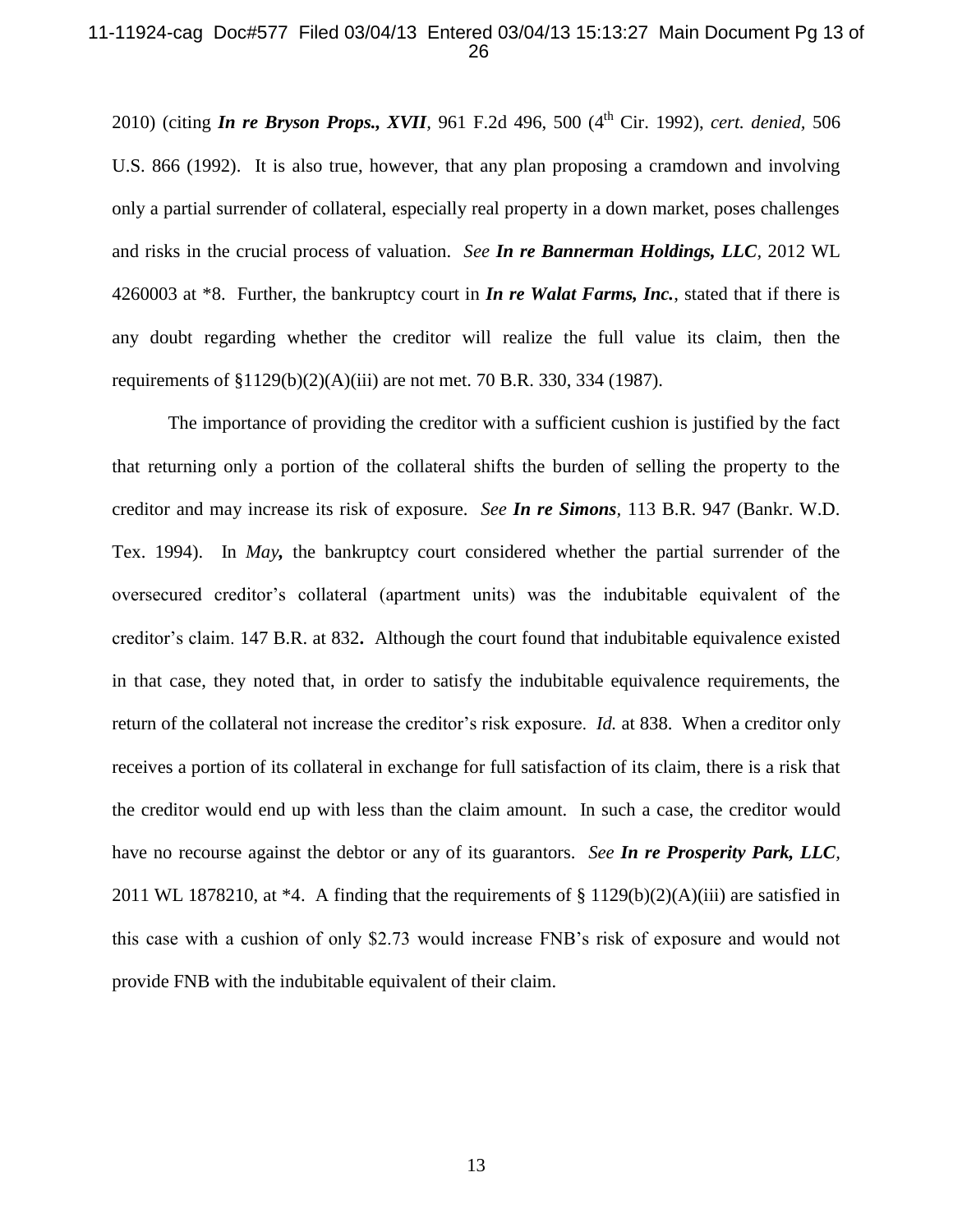2010) (citing ***In re Bryson Props., XVII***, 961 F.2d 496, 500 (4th Cir. 1992), *cert. denied*, 506 U.S. 866 (1992). It is also true, however, that any plan proposing a cramdown and involving only a partial surrender of collateral, especially real property in a down market, poses challenges and risks in the crucial process of valuation. *See* ***In re Bannerman Holdings, LLC***, 2012 WL 4260003 at *8. Further, the bankruptcy court in ***In re Walat Farms, Inc.***, stated that if there is any doubt regarding whether the creditor will realize the full value its claim, then the requirements of §1129(b)(2)(A)(iii) are not met. 70 B.R. 330, 334 (1987).

The importance of providing the creditor with a sufficient cushion is justified by the fact that returning only a portion of the collateral shifts the burden of selling the property to the creditor and may increase its risk of exposure. *See* ***In re Simons***, 113 B.R. 947 (Bankr. W.D. Tex. 1994). In ***May***, the bankruptcy court considered whether the partial surrender of the oversecured creditor's collateral (apartment units) was the indubitable equivalent of the creditor's claim. 147 B.R. at 832**.** Although the court found that indubitable equivalence existed in that case, they noted that, in order to satisfy the indubitable equivalence requirements, the return of the collateral not increase the creditor's risk exposure. *Id.* at 838. When a creditor only receives a portion of its collateral in exchange for full satisfaction of its claim, there is a risk that the creditor would end up with less than the claim amount. In such a case, the creditor would have no recourse against the debtor or any of its guarantors. *See* ***In re Prosperity Park, LLC***, 2011 WL 1878210, at *4. A finding that the requirements of § 1129(b)(2)(A)(iii) are satisfied in this case with a cushion of only $2.73 would increase FNB's risk of exposure and would not provide FNB with the indubitable equivalent of their claim.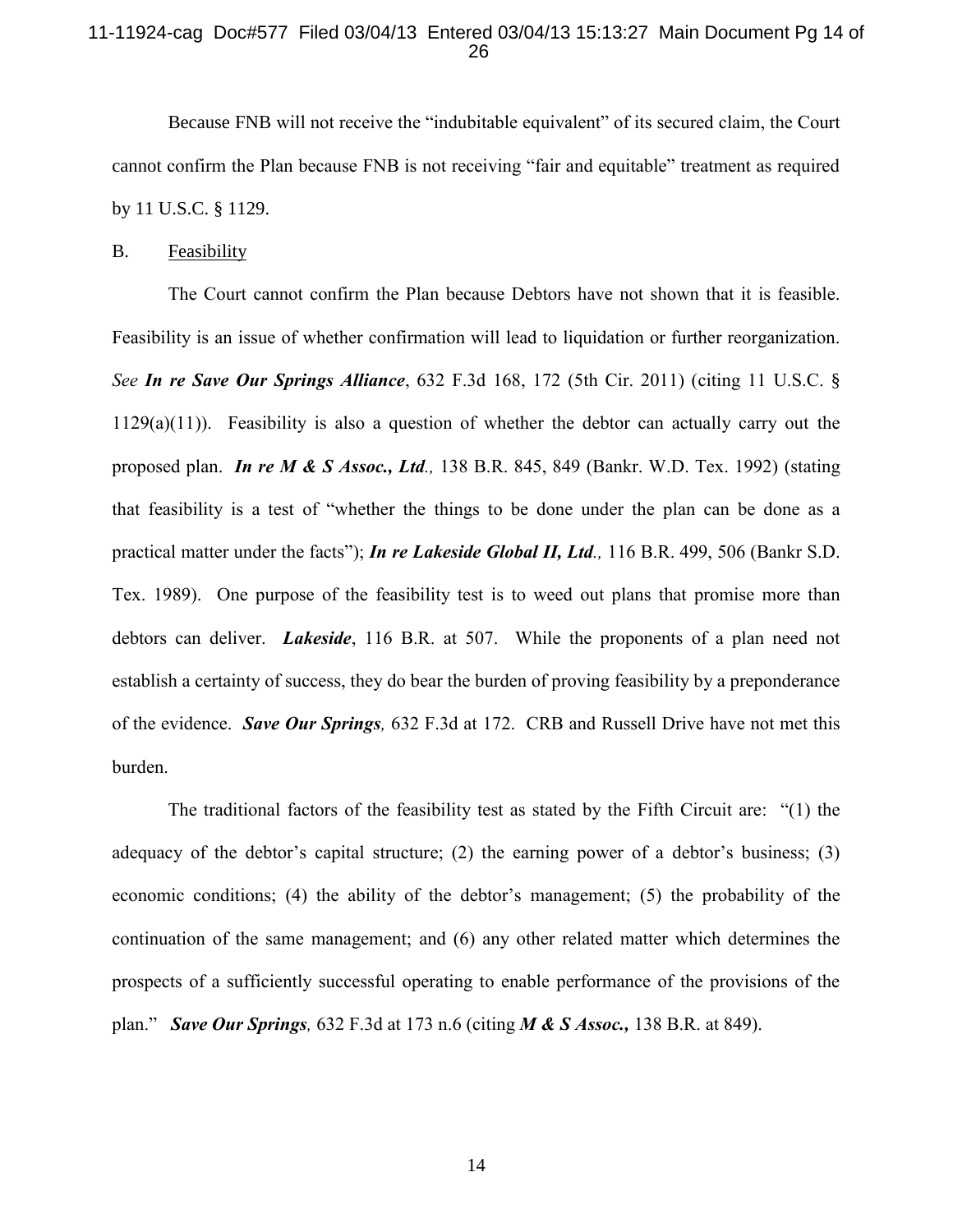Because FNB will not receive the "indubitable equivalent" of its secured claim, the Court cannot confirm the Plan because FNB is not receiving "fair and equitable" treatment as required by 11 U.S.C. § 1129.

B. Feasibility

The Court cannot confirm the Plan because Debtors have not shown that it is feasible. Feasibility is an issue of whether confirmation will lead to liquidation or further reorganization. *See* ***In re Save Our Springs Alliance***, 632 F.3d 168, 172 (5th Cir. 2011) (citing 11 U.S.C. § 1129(a)(11)). Feasibility is also a question of whether the debtor can actually carry out the proposed plan. ***In re M & S Assoc., Ltd.,*** 138 B.R. 845, 849 (Bankr. W.D. Tex. 1992) (stating that feasibility is a test of "whether the things to be done under the plan can be done as a practical matter under the facts"); ***In re Lakeside Global II, Ltd.,*** 116 B.R. 499, 506 (Bankr S.D. Tex. 1989). One purpose of the feasibility test is to weed out plans that promise more than debtors can deliver. ***Lakeside***, 116 B.R. at 507. While the proponents of a plan need not establish a certainty of success, they do bear the burden of proving feasibility by a preponderance of the evidence. ***Save Our Springs,*** 632 F.3d at 172. CRB and Russell Drive have not met this burden.

The traditional factors of the feasibility test as stated by the Fifth Circuit are: "(1) the adequacy of the debtor's capital structure; (2) the earning power of a debtor's business; (3) economic conditions; (4) the ability of the debtor's management; (5) the probability of the continuation of the same management; and (6) any other related matter which determines the prospects of a sufficiently successful operating to enable performance of the provisions of the plan." ***Save Our Springs,*** 632 F.3d at 173 n.6 (citing ***M & S Assoc.,*** 138 B.R. at 849).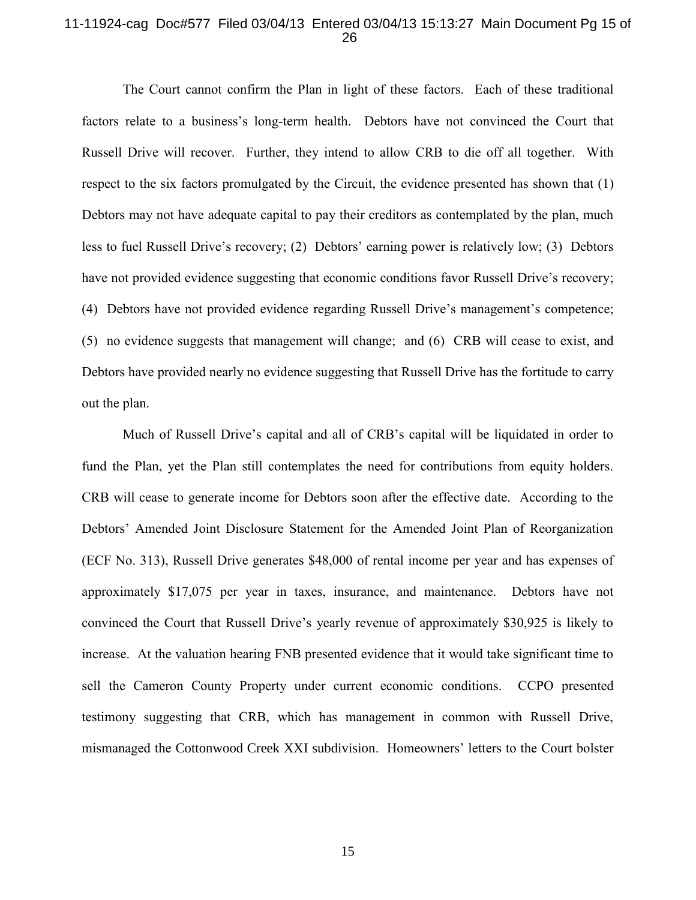The Court cannot confirm the Plan in light of these factors. Each of these traditional factors relate to a business's long-term health. Debtors have not convinced the Court that Russell Drive will recover. Further, they intend to allow CRB to die off all together. With respect to the six factors promulgated by the Circuit, the evidence presented has shown that (1) Debtors may not have adequate capital to pay their creditors as contemplated by the plan, much less to fuel Russell Drive's recovery; (2) Debtors' earning power is relatively low; (3) Debtors have not provided evidence suggesting that economic conditions favor Russell Drive's recovery; (4) Debtors have not provided evidence regarding Russell Drive's management's competence; (5) no evidence suggests that management will change; and (6) CRB will cease to exist, and Debtors have provided nearly no evidence suggesting that Russell Drive has the fortitude to carry out the plan.

Much of Russell Drive's capital and all of CRB's capital will be liquidated in order to fund the Plan, yet the Plan still contemplates the need for contributions from equity holders. CRB will cease to generate income for Debtors soon after the effective date. According to the Debtors' Amended Joint Disclosure Statement for the Amended Joint Plan of Reorganization (ECF No. 313), Russell Drive generates $48,000 of rental income per year and has expenses of approximately $17,075 per year in taxes, insurance, and maintenance. Debtors have not convinced the Court that Russell Drive's yearly revenue of approximately $30,925 is likely to increase. At the valuation hearing FNB presented evidence that it would take significant time to sell the Cameron County Property under current economic conditions. CCPO presented testimony suggesting that CRB, which has management in common with Russell Drive, mismanaged the Cottonwood Creek XXI subdivision. Homeowners' letters to the Court bolster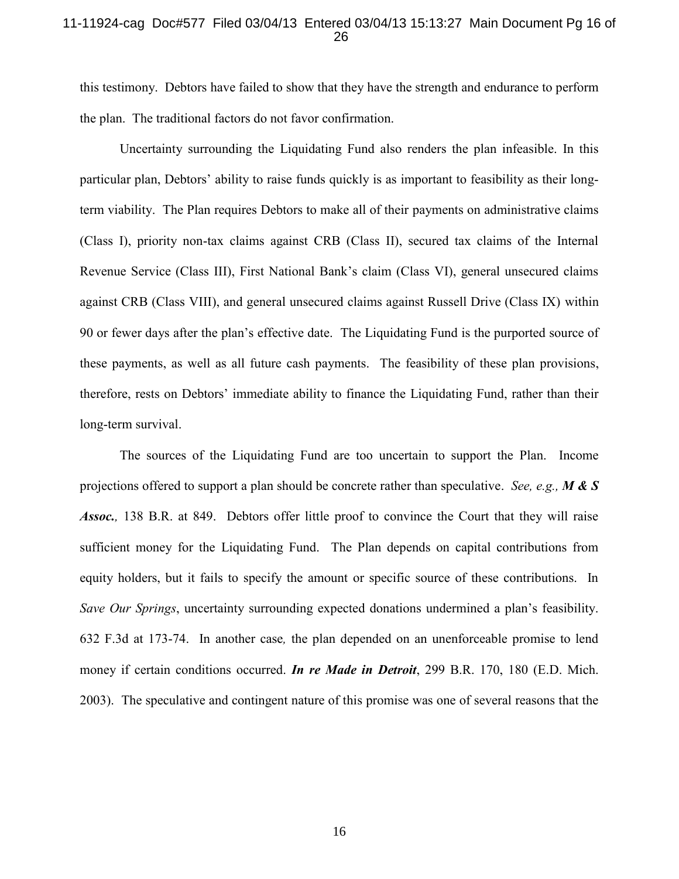this testimony. Debtors have failed to show that they have the strength and endurance to perform the plan. The traditional factors do not favor confirmation.

Uncertainty surrounding the Liquidating Fund also renders the plan infeasible. In this particular plan, Debtors' ability to raise funds quickly is as important to feasibility as their long-term viability. The Plan requires Debtors to make all of their payments on administrative claims (Class I), priority non-tax claims against CRB (Class II), secured tax claims of the Internal Revenue Service (Class III), First National Bank's claim (Class VI), general unsecured claims against CRB (Class VIII), and general unsecured claims against Russell Drive (Class IX) within 90 or fewer days after the plan's effective date. The Liquidating Fund is the purported source of these payments, as well as all future cash payments. The feasibility of these plan provisions, therefore, rests on Debtors' immediate ability to finance the Liquidating Fund, rather than their long-term survival.

The sources of the Liquidating Fund are too uncertain to support the Plan. Income projections offered to support a plan should be concrete rather than speculative. *See, e.g.,* ***M & S Assoc.***, 138 B.R. at 849. Debtors offer little proof to convince the Court that they will raise sufficient money for the Liquidating Fund. The Plan depends on capital contributions from equity holders, but it fails to specify the amount or specific source of these contributions. In *Save Our Springs*, uncertainty surrounding expected donations undermined a plan's feasibility. 632 F.3d at 173-74. In another case, the plan depended on an unenforceable promise to lend money if certain conditions occurred. ***In re Made in Detroit***, 299 B.R. 170, 180 (E.D. Mich. 2003). The speculative and contingent nature of this promise was one of several reasons that the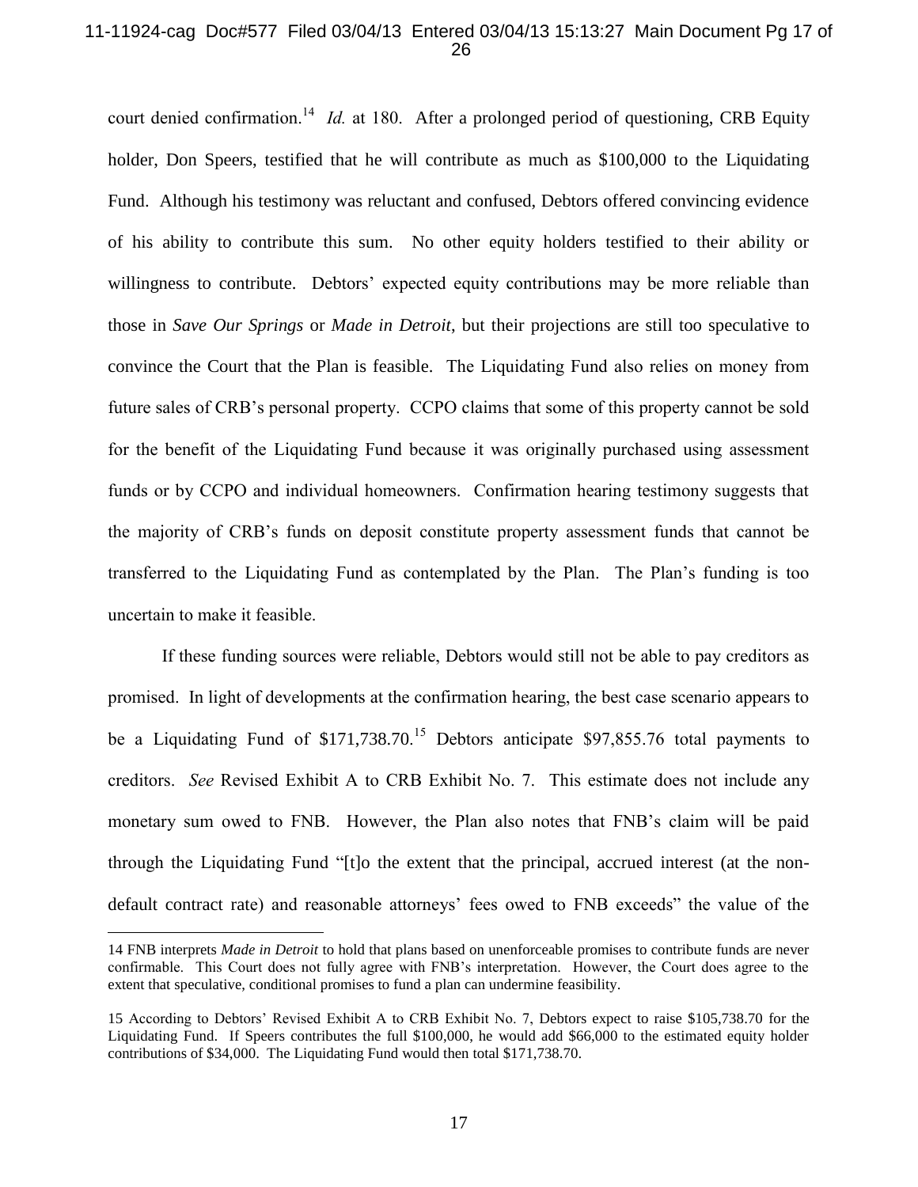court denied confirmation.[14] *Id.* at 180. After a prolonged period of questioning, CRB Equity holder, Don Speers, testified that he will contribute as much as $100,000 to the Liquidating Fund. Although his testimony was reluctant and confused, Debtors offered convincing evidence of his ability to contribute this sum. No other equity holders testified to their ability or willingness to contribute. Debtors' expected equity contributions may be more reliable than those in *Save Our Springs* or *Made in Detroit*, but their projections are still too speculative to convince the Court that the Plan is feasible. The Liquidating Fund also relies on money from future sales of CRB's personal property. CCPO claims that some of this property cannot be sold for the benefit of the Liquidating Fund because it was originally purchased using assessment funds or by CCPO and individual homeowners. Confirmation hearing testimony suggests that the majority of CRB's funds on deposit constitute property assessment funds that cannot be transferred to the Liquidating Fund as contemplated by the Plan. The Plan's funding is too uncertain to make it feasible.

If these funding sources were reliable, Debtors would still not be able to pay creditors as promised. In light of developments at the confirmation hearing, the best case scenario appears to be a Liquidating Fund of $171,738.70.[15] Debtors anticipate $97,855.76 total payments to creditors. *See* Revised Exhibit A to CRB Exhibit No. 7. This estimate does not include any monetary sum owed to FNB. However, the Plan also notes that FNB's claim will be paid through the Liquidating Fund "[t]o the extent that the principal, accrued interest (at the non-default contract rate) and reasonable attorneys' fees owed to FNB exceeds" the value of the

---

14 FNB interprets *Made in Detroit* to hold that plans based on unenforceable promises to contribute funds are never confirmable. This Court does not fully agree with FNB's interpretation. However, the Court does agree to the extent that speculative, conditional promises to fund a plan can undermine feasibility.

15 According to Debtors' Revised Exhibit A to CRB Exhibit No. 7, Debtors expect to raise $105,738.70 for the Liquidating Fund. If Speers contributes the full $100,000, he would add $66,000 to the estimated equity holder contributions of $34,000. The Liquidating Fund would then total $171,738.70.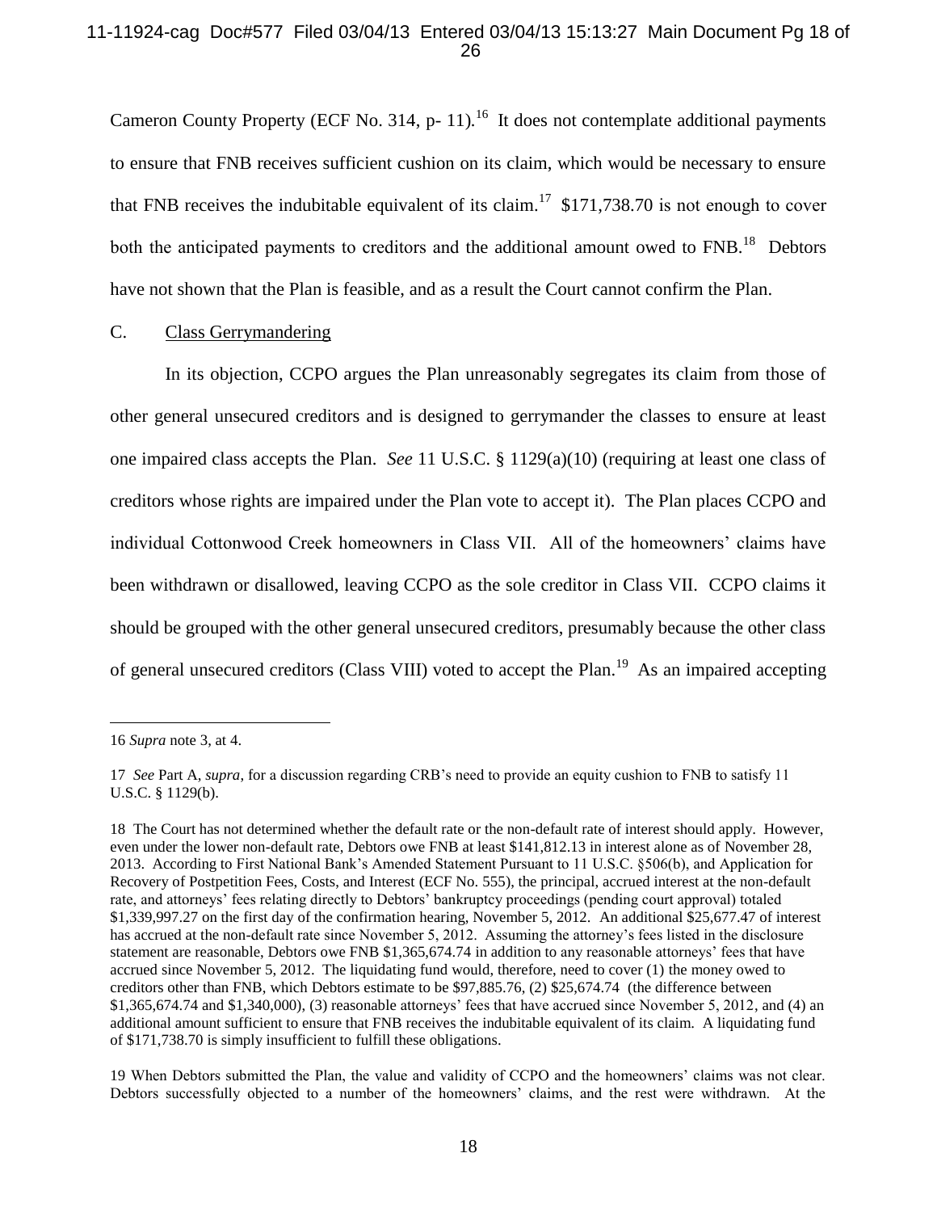Cameron County Property (ECF No. 314, p- 11).[16] It does not contemplate additional payments to ensure that FNB receives sufficient cushion on its claim, which would be necessary to ensure that FNB receives the indubitable equivalent of its claim.[17] $171,738.70 is not enough to cover both the anticipated payments to creditors and the additional amount owed to FNB.[18] Debtors have not shown that the Plan is feasible, and as a result the Court cannot confirm the Plan.

C. Class Gerrymandering

In its objection, CCPO argues the Plan unreasonably segregates its claim from those of other general unsecured creditors and is designed to gerrymander the classes to ensure at least one impaired class accepts the Plan. *See* 11 U.S.C. § 1129(a)(10) (requiring at least one class of creditors whose rights are impaired under the Plan vote to accept it). The Plan places CCPO and individual Cottonwood Creek homeowners in Class VII. All of the homeowners' claims have been withdrawn or disallowed, leaving CCPO as the sole creditor in Class VII. CCPO claims it should be grouped with the other general unsecured creditors, presumably because the other class of general unsecured creditors (Class VIII) voted to accept the Plan.[19] As an impaired accepting

---

16 *Supra* note 3, at 4.

17 *See* Part A, *supra*, for a discussion regarding CRB's need to provide an equity cushion to FNB to satisfy 11 U.S.C. § 1129(b).

18 The Court has not determined whether the default rate or the non-default rate of interest should apply. However, even under the lower non-default rate, Debtors owe FNB at least $141,812.13 in interest alone as of November 28, 2013. According to First National Bank's Amended Statement Pursuant to 11 U.S.C. §506(b), and Application for Recovery of Postpetition Fees, Costs, and Interest (ECF No. 555), the principal, accrued interest at the non-default rate, and attorneys' fees relating directly to Debtors' bankruptcy proceedings (pending court approval) totaled $1,339,997.27 on the first day of the confirmation hearing, November 5, 2012. An additional $25,677.47 of interest has accrued at the non-default rate since November 5, 2012. Assuming the attorney's fees listed in the disclosure statement are reasonable, Debtors owe FNB $1,365,674.74 in addition to any reasonable attorneys' fees that have accrued since November 5, 2012. The liquidating fund would, therefore, need to cover (1) the money owed to creditors other than FNB, which Debtors estimate to be $97,885.76, (2) $25,674.74 (the difference between $1,365,674.74 and $1,340,000), (3) reasonable attorneys' fees that have accrued since November 5, 2012, and (4) an additional amount sufficient to ensure that FNB receives the indubitable equivalent of its claim. A liquidating fund of $171,738.70 is simply insufficient to fulfill these obligations.

19 When Debtors submitted the Plan, the value and validity of CCPO and the homeowners' claims was not clear. Debtors successfully objected to a number of the homeowners' claims, and the rest were withdrawn. At the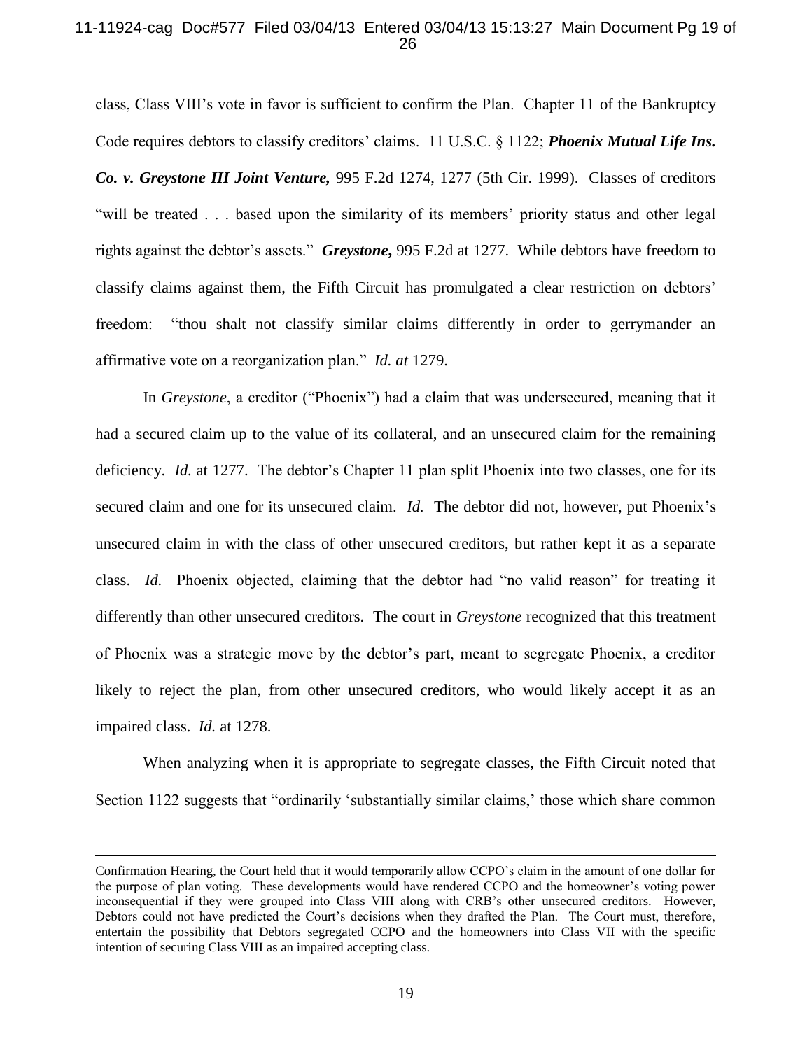class, Class VIII's vote in favor is sufficient to confirm the Plan. Chapter 11 of the Bankruptcy Code requires debtors to classify creditors' claims. 11 U.S.C. § 1122; ***Phoenix Mutual Life Ins. Co. v. Greystone III Joint Venture,*** 995 F.2d 1274, 1277 (5th Cir. 1999). Classes of creditors "will be treated . . . based upon the similarity of its members' priority status and other legal rights against the debtor's assets." ***Greystone***, 995 F.2d at 1277. While debtors have freedom to classify claims against them, the Fifth Circuit has promulgated a clear restriction on debtors' freedom: "thou shalt not classify similar claims differently in order to gerrymander an affirmative vote on a reorganization plan." *Id. at* 1279.

In *Greystone*, a creditor ("Phoenix") had a claim that was undersecured, meaning that it had a secured claim up to the value of its collateral, and an unsecured claim for the remaining deficiency. *Id.* at 1277. The debtor's Chapter 11 plan split Phoenix into two classes, one for its secured claim and one for its unsecured claim. *Id.* The debtor did not, however, put Phoenix's unsecured claim in with the class of other unsecured creditors, but rather kept it as a separate class. *Id.* Phoenix objected, claiming that the debtor had "no valid reason" for treating it differently than other unsecured creditors. The court in *Greystone* recognized that this treatment of Phoenix was a strategic move by the debtor's part, meant to segregate Phoenix, a creditor likely to reject the plan, from other unsecured creditors, who would likely accept it as an impaired class. *Id.* at 1278.

When analyzing when it is appropriate to segregate classes, the Fifth Circuit noted that Section 1122 suggests that "ordinarily 'substantially similar claims,' those which share common

---

Confirmation Hearing, the Court held that it would temporarily allow CCPO's claim in the amount of one dollar for the purpose of plan voting. These developments would have rendered CCPO and the homeowner's voting power inconsequential if they were grouped into Class VIII along with CRB's other unsecured creditors. However, Debtors could not have predicted the Court's decisions when they drafted the Plan. The Court must, therefore, entertain the possibility that Debtors segregated CCPO and the homeowners into Class VII with the specific intention of securing Class VIII as an impaired accepting class.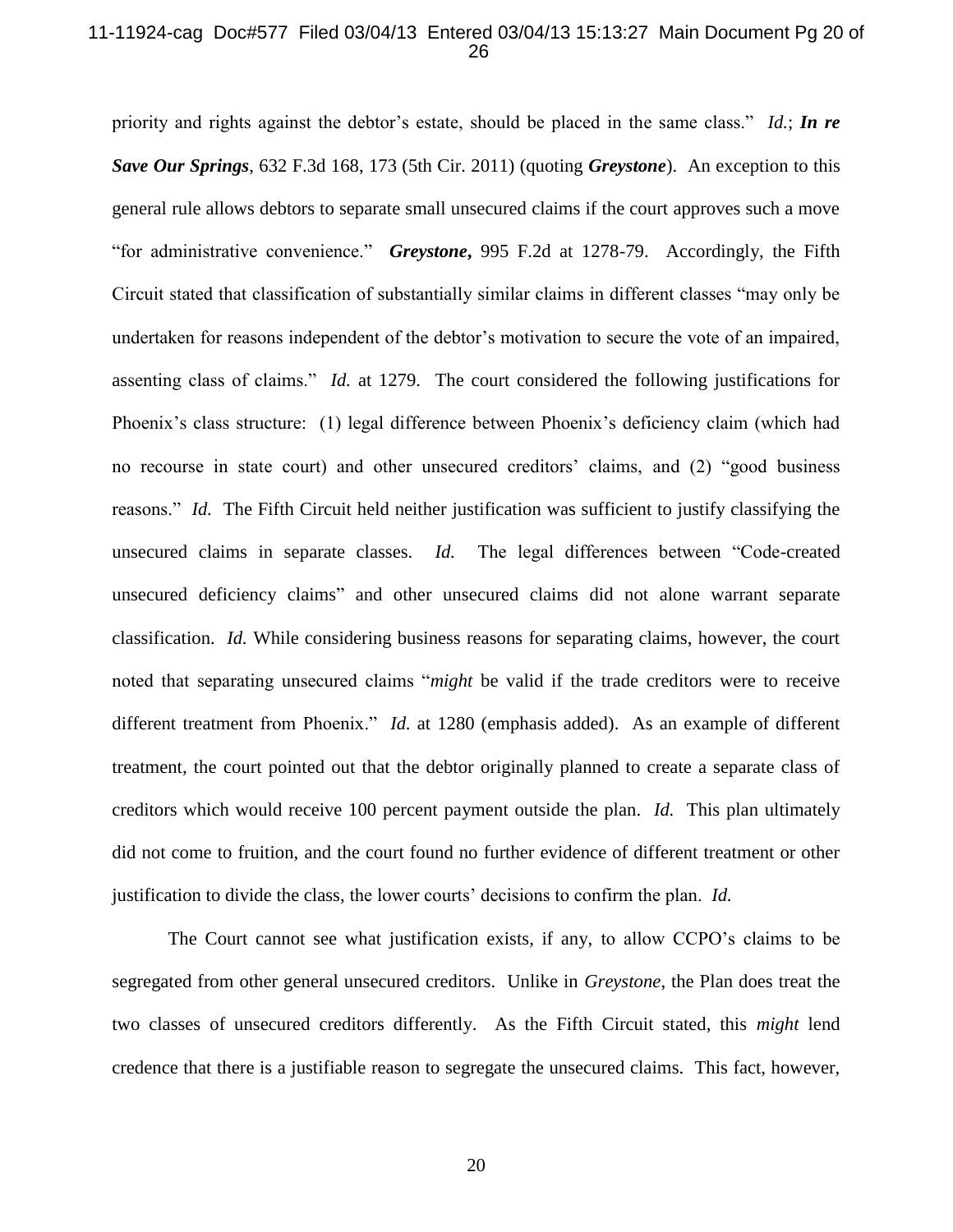priority and rights against the debtor's estate, should be placed in the same class." *Id.*; ***In re Save Our Springs***, 632 F.3d 168, 173 (5th Cir. 2011) (quoting ***Greystone***). An exception to this general rule allows debtors to separate small unsecured claims if the court approves such a move "for administrative convenience." ***Greystone***, 995 F.2d at 1278-79. Accordingly, the Fifth Circuit stated that classification of substantially similar claims in different classes "may only be undertaken for reasons independent of the debtor's motivation to secure the vote of an impaired, assenting class of claims." *Id.* at 1279. The court considered the following justifications for Phoenix's class structure: (1) legal difference between Phoenix's deficiency claim (which had no recourse in state court) and other unsecured creditors' claims, and (2) "good business reasons." *Id.* The Fifth Circuit held neither justification was sufficient to justify classifying the unsecured claims in separate classes. *Id.* The legal differences between "Code-created unsecured deficiency claims" and other unsecured claims did not alone warrant separate classification. *Id.* While considering business reasons for separating claims, however, the court noted that separating unsecured claims "*might* be valid if the trade creditors were to receive different treatment from Phoenix." *Id.* at 1280 (emphasis added). As an example of different treatment, the court pointed out that the debtor originally planned to create a separate class of creditors which would receive 100 percent payment outside the plan. *Id.* This plan ultimately did not come to fruition, and the court found no further evidence of different treatment or other justification to divide the class, the lower courts' decisions to confirm the plan. *Id.*

The Court cannot see what justification exists, if any, to allow CCPO's claims to be segregated from other general unsecured creditors. Unlike in *Greystone*, the Plan does treat the two classes of unsecured creditors differently. As the Fifth Circuit stated, this *might* lend credence that there is a justifiable reason to segregate the unsecured claims. This fact, however,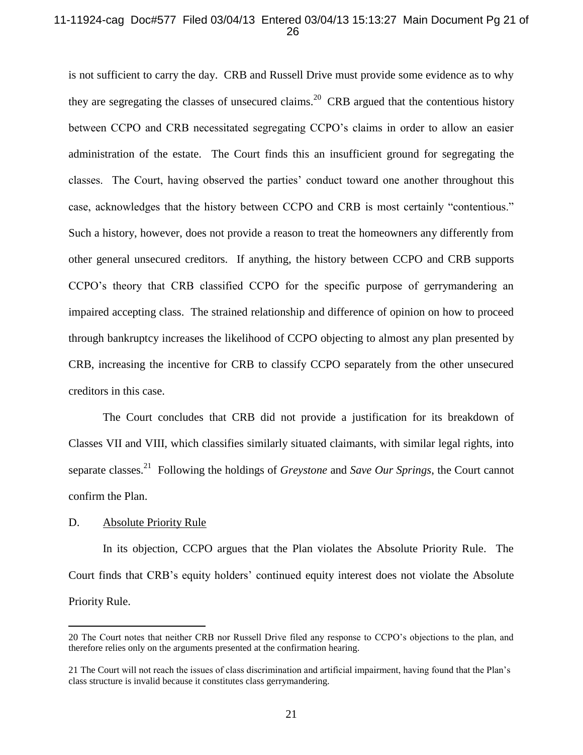is not sufficient to carry the day. CRB and Russell Drive must provide some evidence as to why they are segregating the classes of unsecured claims.[20] CRB argued that the contentious history between CCPO and CRB necessitated segregating CCPO's claims in order to allow an easier administration of the estate. The Court finds this an insufficient ground for segregating the classes. The Court, having observed the parties' conduct toward one another throughout this case, acknowledges that the history between CCPO and CRB is most certainly "contentious." Such a history, however, does not provide a reason to treat the homeowners any differently from other general unsecured creditors. If anything, the history between CCPO and CRB supports CCPO's theory that CRB classified CCPO for the specific purpose of gerrymandering an impaired accepting class. The strained relationship and difference of opinion on how to proceed through bankruptcy increases the likelihood of CCPO objecting to almost any plan presented by CRB, increasing the incentive for CRB to classify CCPO separately from the other unsecured creditors in this case.

The Court concludes that CRB did not provide a justification for its breakdown of Classes VII and VIII, which classifies similarly situated claimants, with similar legal rights, into separate classes.[21] Following the holdings of *Greystone* and *Save Our Springs*, the Court cannot confirm the Plan.

D. <u>Absolute Priority Rule</u>

In its objection, CCPO argues that the Plan violates the Absolute Priority Rule. The Court finds that CRB's equity holders' continued equity interest does not violate the Absolute Priority Rule.

---

20 The Court notes that neither CRB nor Russell Drive filed any response to CCPO's objections to the plan, and therefore relies only on the arguments presented at the confirmation hearing.

21 The Court will not reach the issues of class discrimination and artificial impairment, having found that the Plan's class structure is invalid because it constitutes class gerrymandering.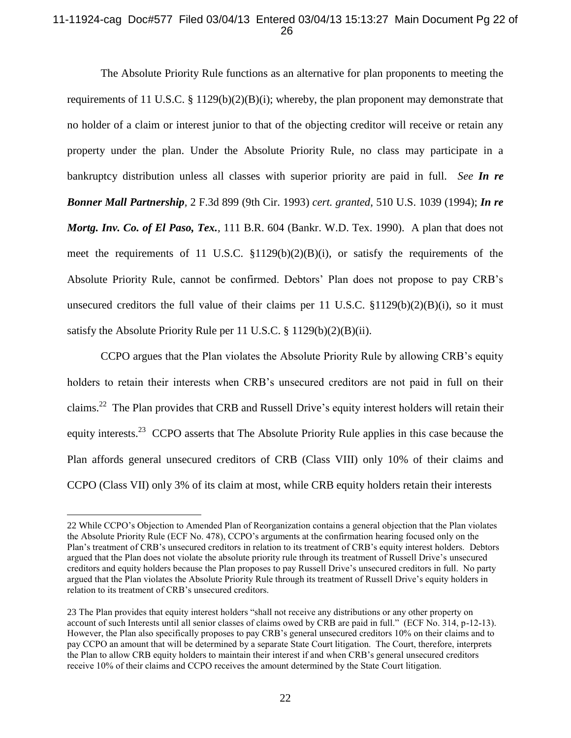The Absolute Priority Rule functions as an alternative for plan proponents to meeting the requirements of 11 U.S.C. § 1129(b)(2)(B)(i); whereby, the plan proponent may demonstrate that no holder of a claim or interest junior to that of the objecting creditor will receive or retain any property under the plan. Under the Absolute Priority Rule, no class may participate in a bankruptcy distribution unless all classes with superior priority are paid in full. *See **In re Bonner Mall Partnership***, 2 F.3d 899 (9th Cir. 1993) *cert. granted*, 510 U.S. 1039 (1994); ***In re Mortg. Inv. Co. of El Paso, Tex.***, 111 B.R. 604 (Bankr. W.D. Tex. 1990). A plan that does not meet the requirements of 11 U.S.C. §1129(b)(2)(B)(i), or satisfy the requirements of the Absolute Priority Rule, cannot be confirmed. Debtors' Plan does not propose to pay CRB's unsecured creditors the full value of their claims per 11 U.S.C. §1129(b)(2)(B)(i), so it must satisfy the Absolute Priority Rule per 11 U.S.C. § 1129(b)(2)(B)(ii).

CCPO argues that the Plan violates the Absolute Priority Rule by allowing CRB's equity holders to retain their interests when CRB's unsecured creditors are not paid in full on their claims.[22] The Plan provides that CRB and Russell Drive's equity interest holders will retain their equity interests.[23] CCPO asserts that The Absolute Priority Rule applies in this case because the Plan affords general unsecured creditors of CRB (Class VIII) only 10% of their claims and CCPO (Class VII) only 3% of its claim at most, while CRB equity holders retain their interests

---

22 While CCPO's Objection to Amended Plan of Reorganization contains a general objection that the Plan violates the Absolute Priority Rule (ECF No. 478), CCPO's arguments at the confirmation hearing focused only on the Plan's treatment of CRB's unsecured creditors in relation to its treatment of CRB's equity interest holders. Debtors argued that the Plan does not violate the absolute priority rule through its treatment of Russell Drive's unsecured creditors and equity holders because the Plan proposes to pay Russell Drive's unsecured creditors in full. No party argued that the Plan violates the Absolute Priority Rule through its treatment of Russell Drive's equity holders in relation to its treatment of CRB's unsecured creditors.

23 The Plan provides that equity interest holders "shall not receive any distributions or any other property on account of such Interests until all senior classes of claims owed by CRB are paid in full." (ECF No. 314, p-12-13). However, the Plan also specifically proposes to pay CRB's general unsecured creditors 10% on their claims and to pay CCPO an amount that will be determined by a separate State Court litigation. The Court, therefore, interprets the Plan to allow CRB equity holders to maintain their interest if and when CRB's general unsecured creditors receive 10% of their claims and CCPO receives the amount determined by the State Court litigation.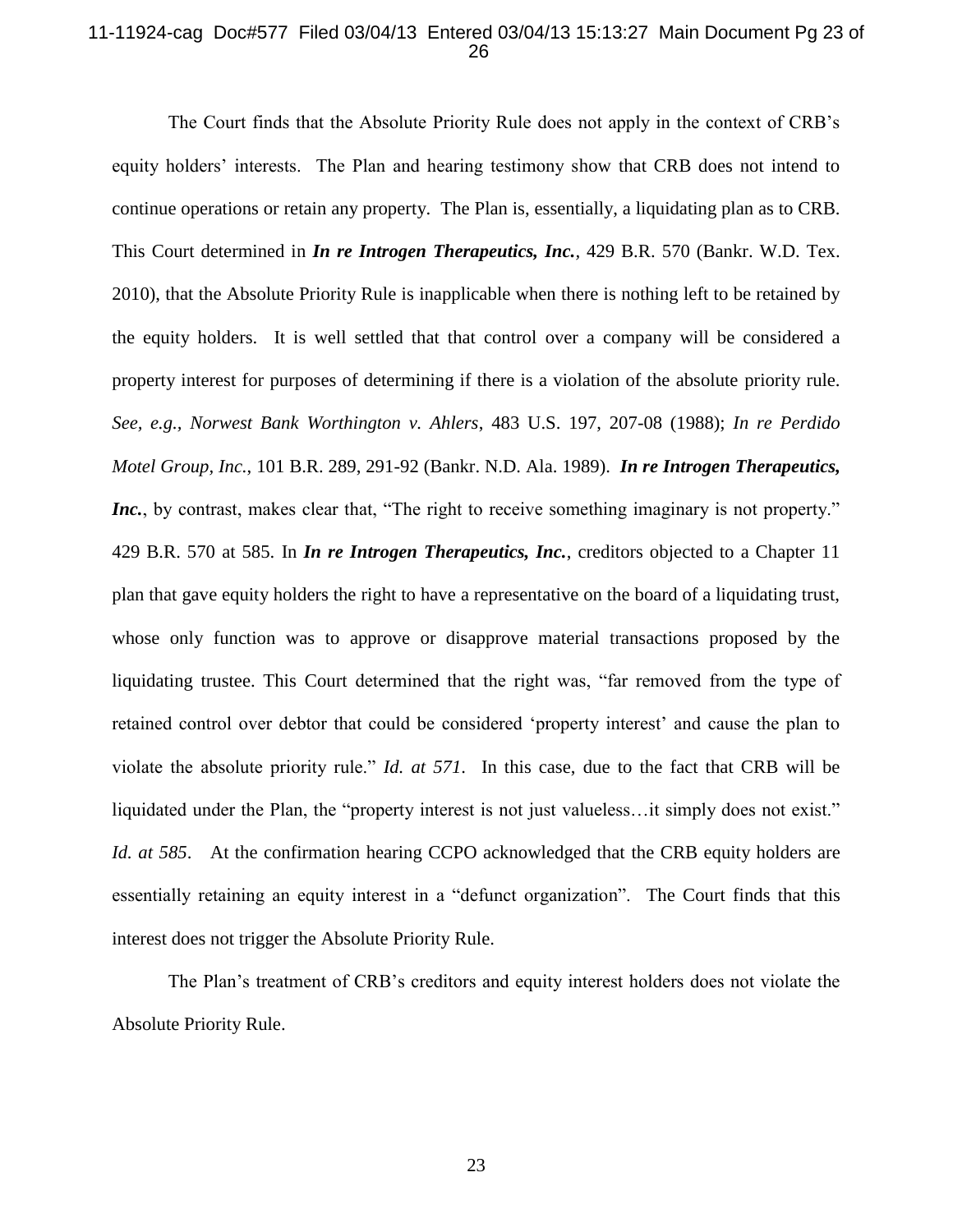The Court finds that the Absolute Priority Rule does not apply in the context of CRB's equity holders' interests. The Plan and hearing testimony show that CRB does not intend to continue operations or retain any property. The Plan is, essentially, a liquidating plan as to CRB. This Court determined in ***In re Introgen Therapeutics, Inc.***, 429 B.R. 570 (Bankr. W.D. Tex. 2010), that the Absolute Priority Rule is inapplicable when there is nothing left to be retained by the equity holders. It is well settled that that control over a company will be considered a property interest for purposes of determining if there is a violation of the absolute priority rule. *See, e.g., Norwest Bank Worthington v. Ahlers*, 483 U.S. 197, 207-08 (1988); *In re Perdido Motel Group, Inc.*, 101 B.R. 289, 291-92 (Bankr. N.D. Ala. 1989). ***In re Introgen Therapeutics, Inc.***, by contrast, makes clear that, "The right to receive something imaginary is not property." 429 B.R. 570 at 585. In ***In re Introgen Therapeutics, Inc.***, creditors objected to a Chapter 11 plan that gave equity holders the right to have a representative on the board of a liquidating trust, whose only function was to approve or disapprove material transactions proposed by the liquidating trustee. This Court determined that the right was, "far removed from the type of retained control over debtor that could be considered 'property interest' and cause the plan to violate the absolute priority rule." *Id. at 571*. In this case, due to the fact that CRB will be liquidated under the Plan, the "property interest is not just valueless…it simply does not exist." *Id. at 585*. At the confirmation hearing CCPO acknowledged that the CRB equity holders are essentially retaining an equity interest in a "defunct organization". The Court finds that this interest does not trigger the Absolute Priority Rule.

The Plan's treatment of CRB's creditors and equity interest holders does not violate the Absolute Priority Rule.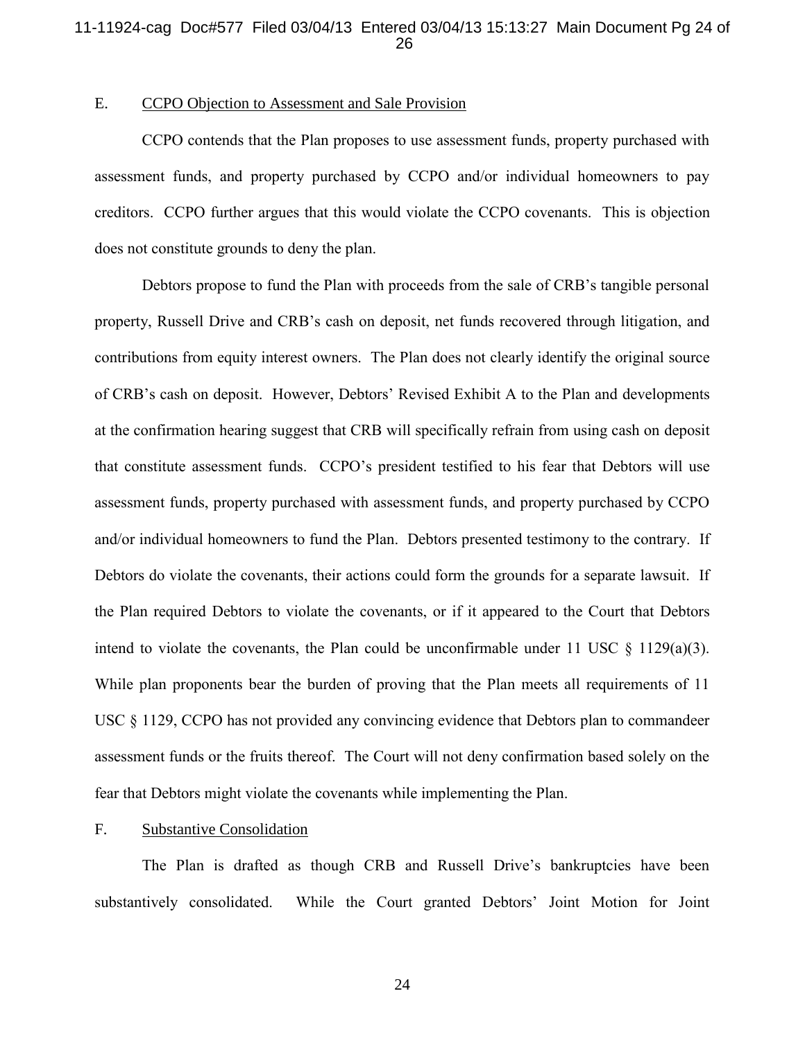### E. <u>CCPO Objection to Assessment and Sale Provision</u>

CCPO contends that the Plan proposes to use assessment funds, property purchased with assessment funds, and property purchased by CCPO and/or individual homeowners to pay creditors. CCPO further argues that this would violate the CCPO covenants. This is objection does not constitute grounds to deny the plan.

Debtors propose to fund the Plan with proceeds from the sale of CRB's tangible personal property, Russell Drive and CRB's cash on deposit, net funds recovered through litigation, and contributions from equity interest owners. The Plan does not clearly identify the original source of CRB's cash on deposit. However, Debtors' Revised Exhibit A to the Plan and developments at the confirmation hearing suggest that CRB will specifically refrain from using cash on deposit that constitute assessment funds. CCPO's president testified to his fear that Debtors will use assessment funds, property purchased with assessment funds, and property purchased by CCPO and/or individual homeowners to fund the Plan. Debtors presented testimony to the contrary. If Debtors do violate the covenants, their actions could form the grounds for a separate lawsuit. If the Plan required Debtors to violate the covenants, or if it appeared to the Court that Debtors intend to violate the covenants, the Plan could be unconfirmable under 11 USC § 1129(a)(3). While plan proponents bear the burden of proving that the Plan meets all requirements of 11 USC § 1129, CCPO has not provided any convincing evidence that Debtors plan to commandeer assessment funds or the fruits thereof. The Court will not deny confirmation based solely on the fear that Debtors might violate the covenants while implementing the Plan.

### F. <u>Substantive Consolidation</u>

The Plan is drafted as though CRB and Russell Drive's bankruptcies have been substantively consolidated. While the Court granted Debtors' Joint Motion for Joint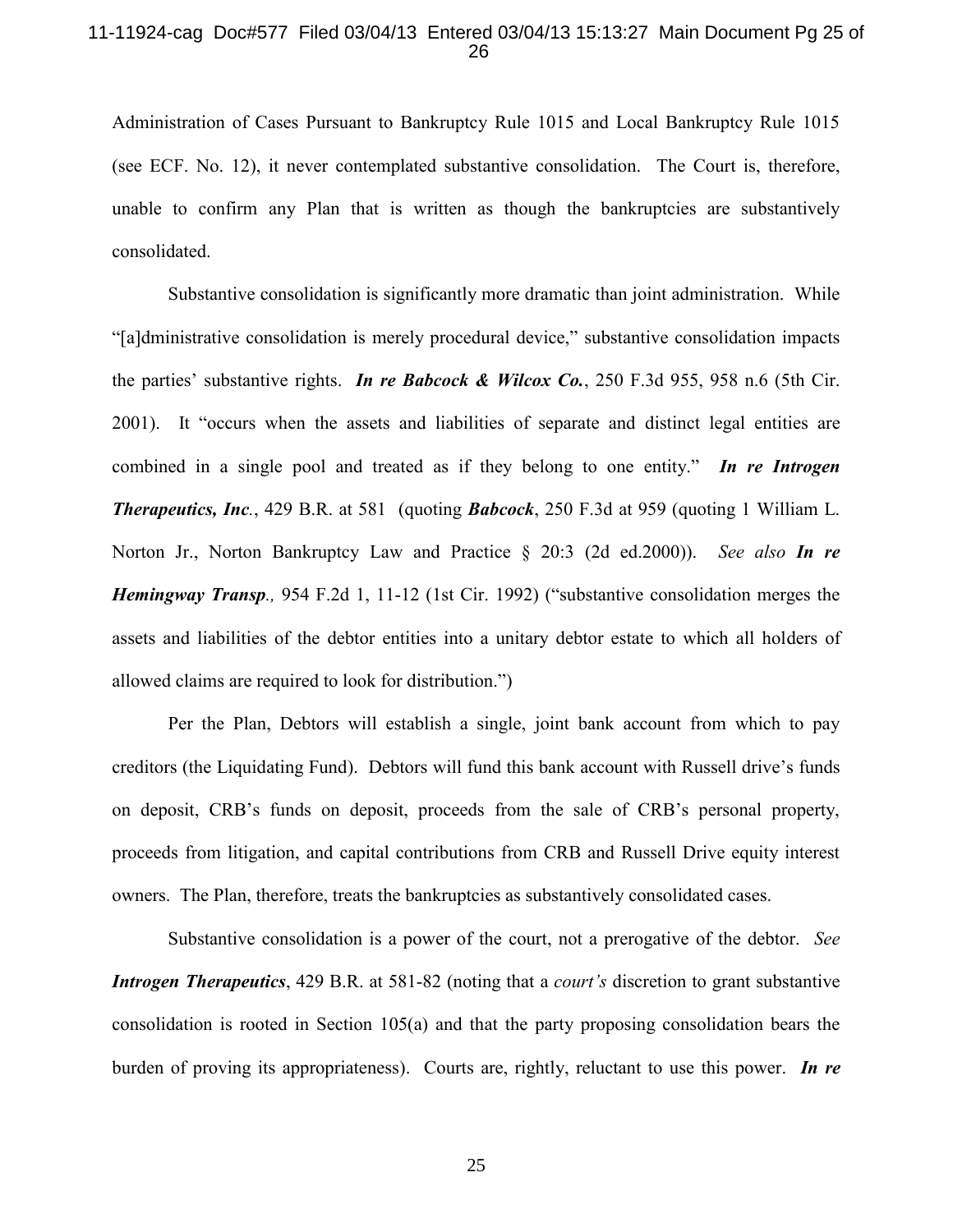Administration of Cases Pursuant to Bankruptcy Rule 1015 and Local Bankruptcy Rule 1015 (see ECF. No. 12), it never contemplated substantive consolidation. The Court is, therefore, unable to confirm any Plan that is written as though the bankruptcies are substantively consolidated.

Substantive consolidation is significantly more dramatic than joint administration. While "[a]dministrative consolidation is merely procedural device," substantive consolidation impacts the parties' substantive rights. ***In re Babcock & Wilcox Co.***, 250 F.3d 955, 958 n.6 (5th Cir. 2001). It "occurs when the assets and liabilities of separate and distinct legal entities are combined in a single pool and treated as if they belong to one entity." ***In re Introgen Therapeutics, Inc.***, 429 B.R. at 581 (quoting ***Babcock***, 250 F.3d at 959 (quoting 1 William L. Norton Jr., Norton Bankruptcy Law and Practice § 20:3 (2d ed.2000)). *See also* ***In re Hemingway Transp.,*** 954 F.2d 1, 11-12 (1st Cir. 1992) ("substantive consolidation merges the assets and liabilities of the debtor entities into a unitary debtor estate to which all holders of allowed claims are required to look for distribution.")

Per the Plan, Debtors will establish a single, joint bank account from which to pay creditors (the Liquidating Fund). Debtors will fund this bank account with Russell drive's funds on deposit, CRB's funds on deposit, proceeds from the sale of CRB's personal property, proceeds from litigation, and capital contributions from CRB and Russell Drive equity interest owners. The Plan, therefore, treats the bankruptcies as substantively consolidated cases.

Substantive consolidation is a power of the court, not a prerogative of the debtor. *See* ***Introgen Therapeutics***, 429 B.R. at 581-82 (noting that a *court's* discretion to grant substantive consolidation is rooted in Section 105(a) and that the party proposing consolidation bears the burden of proving its appropriateness). Courts are, rightly, reluctant to use this power. ***In re***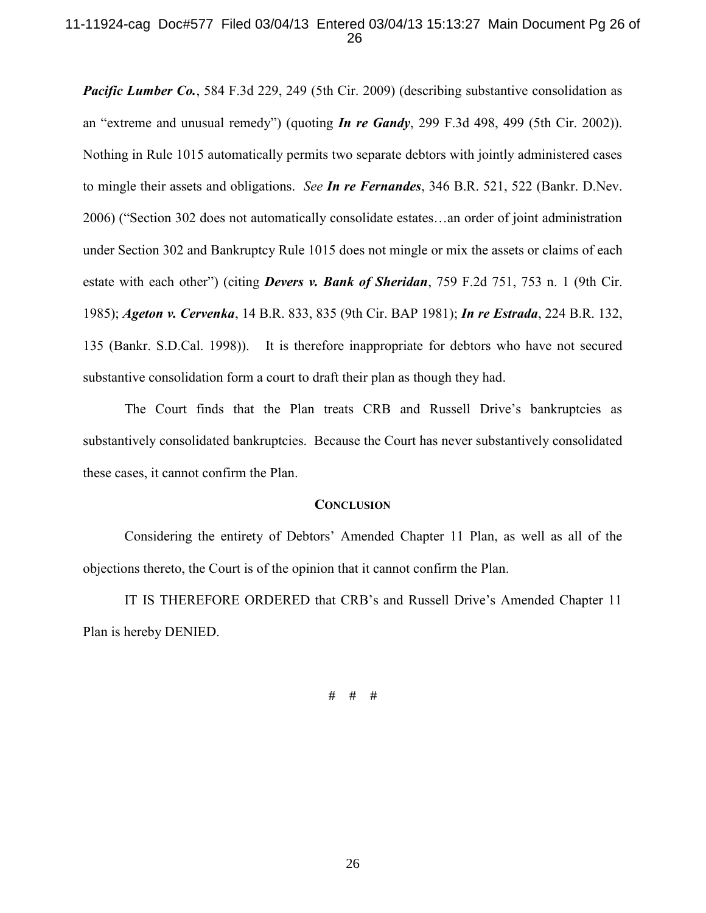***Pacific Lumber Co.***, 584 F.3d 229, 249 (5th Cir. 2009) (describing substantive consolidation as an "extreme and unusual remedy") (quoting ***In re Gandy***, 299 F.3d 498, 499 (5th Cir. 2002)). Nothing in Rule 1015 automatically permits two separate debtors with jointly administered cases to mingle their assets and obligations. *See* ***In re Fernandes***, 346 B.R. 521, 522 (Bankr. D.Nev. 2006) ("Section 302 does not automatically consolidate estates…an order of joint administration under Section 302 and Bankruptcy Rule 1015 does not mingle or mix the assets or claims of each estate with each other") (citing ***Devers v. Bank of Sheridan***, 759 F.2d 751, 753 n. 1 (9th Cir. 1985); ***Ageton v. Cervenka***, 14 B.R. 833, 835 (9th Cir. BAP 1981); ***In re Estrada***, 224 B.R. 132, 135 (Bankr. S.D.Cal. 1998)). It is therefore inappropriate for debtors who have not secured substantive consolidation form a court to draft their plan as though they had.

The Court finds that the Plan treats CRB and Russell Drive's bankruptcies as substantively consolidated bankruptcies. Because the Court has never substantively consolidated these cases, it cannot confirm the Plan.

## CONCLUSION

Considering the entirety of Debtors' Amended Chapter 11 Plan, as well as all of the objections thereto, the Court is of the opinion that it cannot confirm the Plan.

IT IS THEREFORE ORDERED that CRB's and Russell Drive's Amended Chapter 11 Plan is hereby DENIED.

# # #